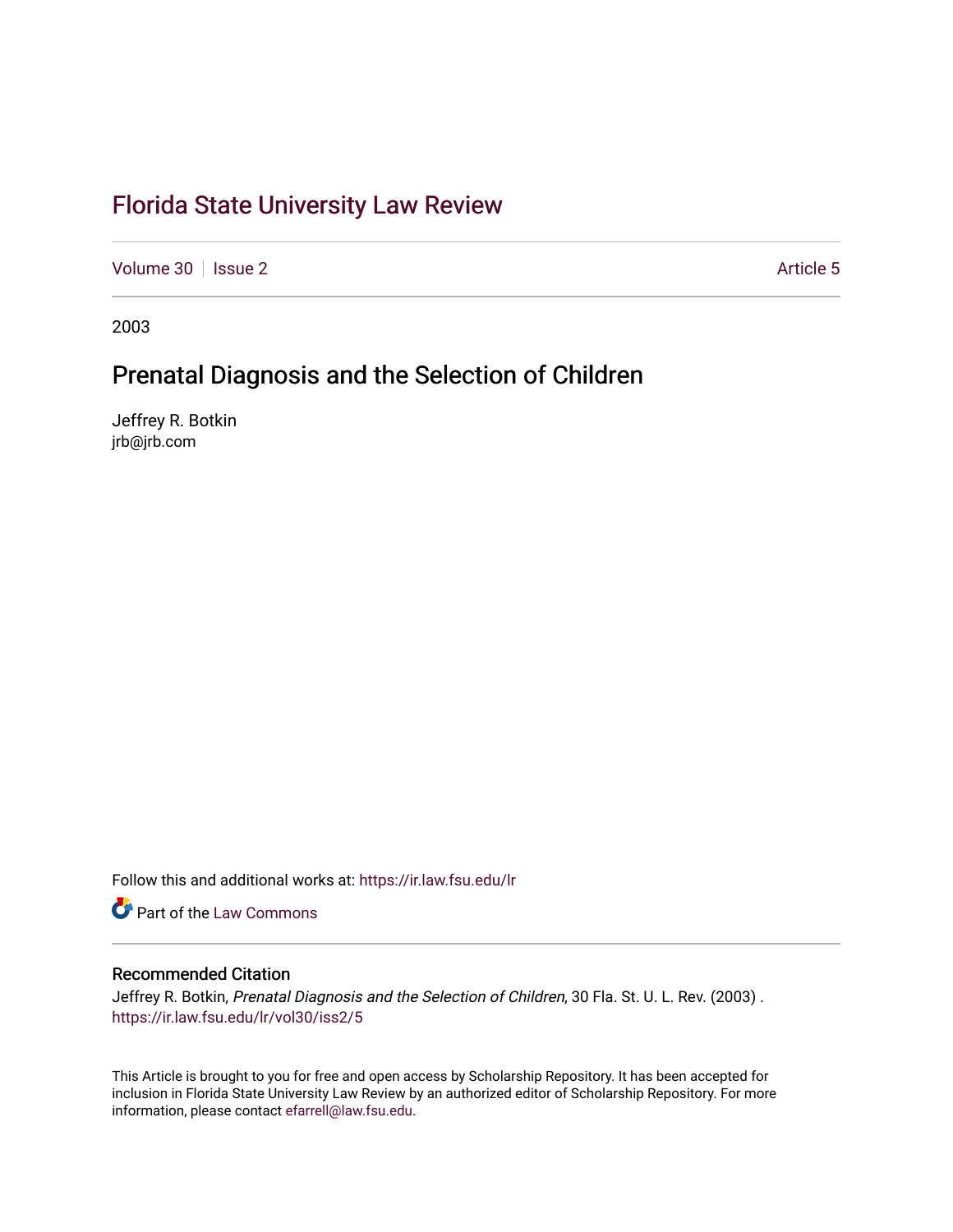# Florida State University Law Review

Volume 30 | Issue 2 | Article 5

2003

## Prenatal Diagnosis and the Selection of Children

Jeffrey R. Botkin
jrb@jrb.com

Follow this and additional works at: https://ir.law.fsu.edu/lr

Part of the Law Commons

### Recommended Citation

Jeffrey R. Botkin, *Prenatal Diagnosis and the Selection of Children*, 30 Fla. St. U. L. Rev. (2003) .
https://ir.law.fsu.edu/lr/vol30/iss2/5

This Article is brought to you for free and open access by Scholarship Repository. It has been accepted for inclusion in Florida State University Law Review by an authorized editor of Scholarship Repository. For more information, please contact efarrell@law.fsu.edu.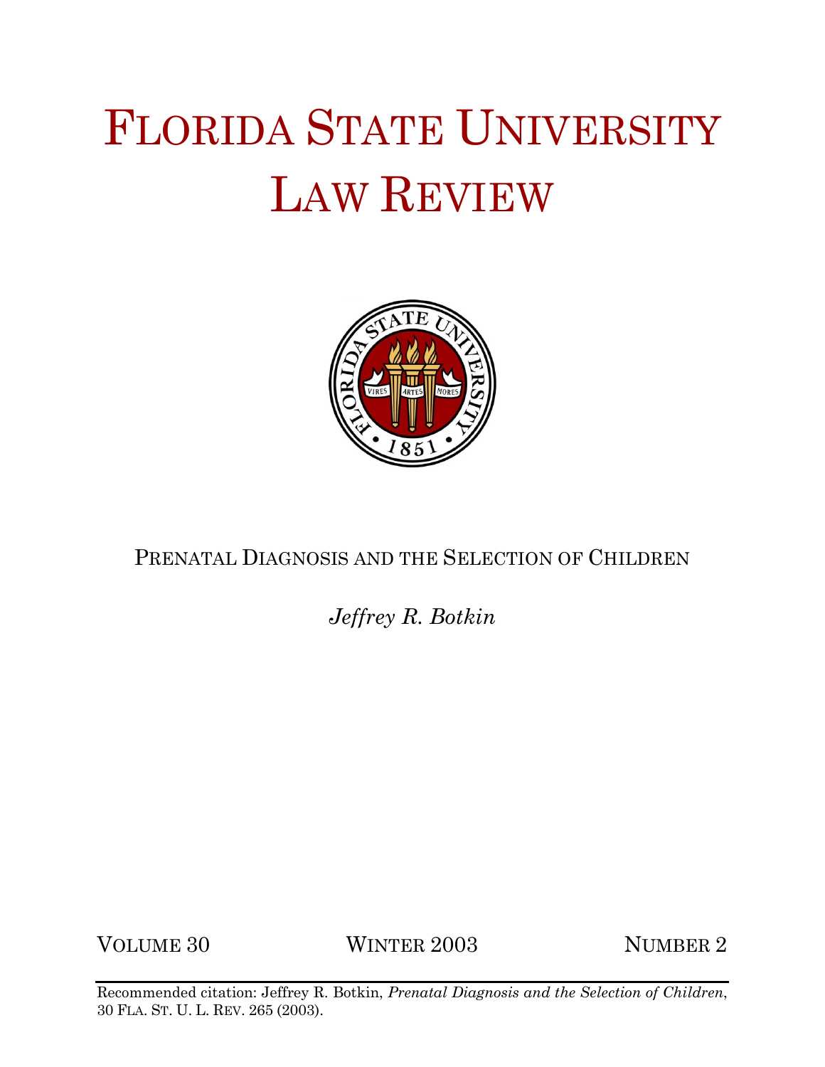# FLORIDA STATE UNIVERSITY LAW REVIEW

PRENATAL DIAGNOSIS AND THE SELECTION OF CHILDREN

*Jeffrey R. Botkin*

VOLUME 30 WINTER 2003 NUMBER 2

Recommended citation: Jeffrey R. Botkin, *Prenatal Diagnosis and the Selection of Children*, 30 FLA. ST. U. L. REV. 265 (2003).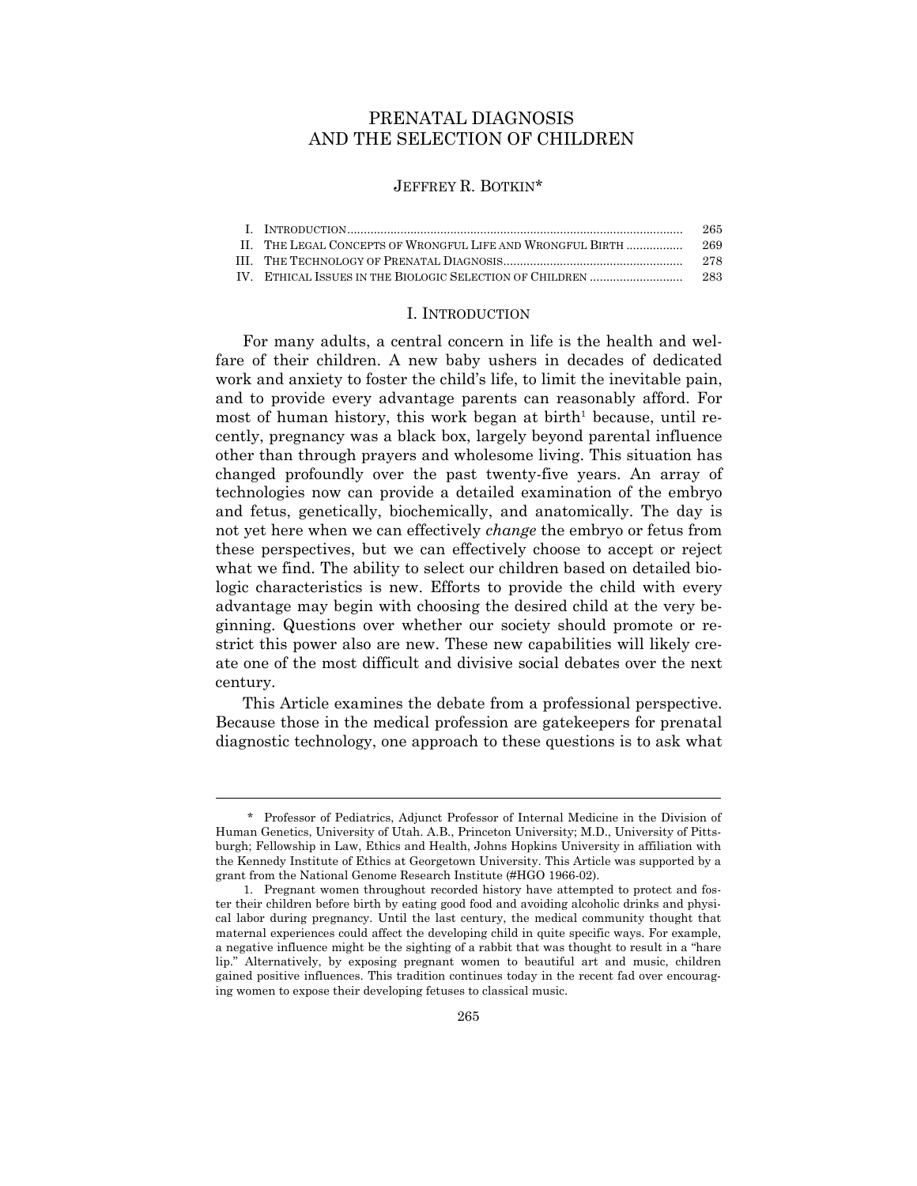# PRENATAL DIAGNOSIS AND THE SELECTION OF CHILDREN

JEFFREY R. BOTKIN*

| | | |
|---|---|---|
| I. | INTRODUCTION | 265 |
| II. | THE LEGAL CONCEPTS OF WRONGFUL LIFE AND WRONGFUL BIRTH | 269 |
| III. | THE TECHNOLOGY OF PRENATAL DIAGNOSIS | 278 |
| IV. | ETHICAL ISSUES IN THE BIOLOGIC SELECTION OF CHILDREN | 283 |

## I. INTRODUCTION

For many adults, a central concern in life is the health and welfare of their children. A new baby ushers in decades of dedicated work and anxiety to foster the child's life, to limit the inevitable pain, and to provide every advantage parents can reasonably afford. For most of human history, this work began at birth[1] because, until recently, pregnancy was a black box, largely beyond parental influence other than through prayers and wholesome living. This situation has changed profoundly over the past twenty-five years. An array of technologies now can provide a detailed examination of the embryo and fetus, genetically, biochemically, and anatomically. The day is not yet here when we can effectively *change* the embryo or fetus from these perspectives, but we can effectively choose to accept or reject what we find. The ability to select our children based on detailed biologic characteristics is new. Efforts to provide the child with every advantage may begin with choosing the desired child at the very beginning. Questions over whether our society should promote or restrict this power also are new. These new capabilities will likely create one of the most difficult and divisive social debates over the next century.

This Article examines the debate from a professional perspective. Because those in the medical profession are gatekeepers for prenatal diagnostic technology, one approach to these questions is to ask what

---

\* Professor of Pediatrics, Adjunct Professor of Internal Medicine in the Division of Human Genetics, University of Utah. A.B., Princeton University; M.D., University of Pittsburgh; Fellowship in Law, Ethics and Health, Johns Hopkins University in affiliation with the Kennedy Institute of Ethics at Georgetown University. This Article was supported by a grant from the National Genome Research Institute (#HGO 1966-02).

1. Pregnant women throughout recorded history have attempted to protect and foster their children before birth by eating good food and avoiding alcoholic drinks and physical labor during pregnancy. Until the last century, the medical community thought that maternal experiences could affect the developing child in quite specific ways. For example, a negative influence might be the sighting of a rabbit that was thought to result in a "hare lip." Alternatively, by exposing pregnant women to beautiful art and music, children gained positive influences. This tradition continues today in the recent fad over encouraging women to expose their developing fetuses to classical music.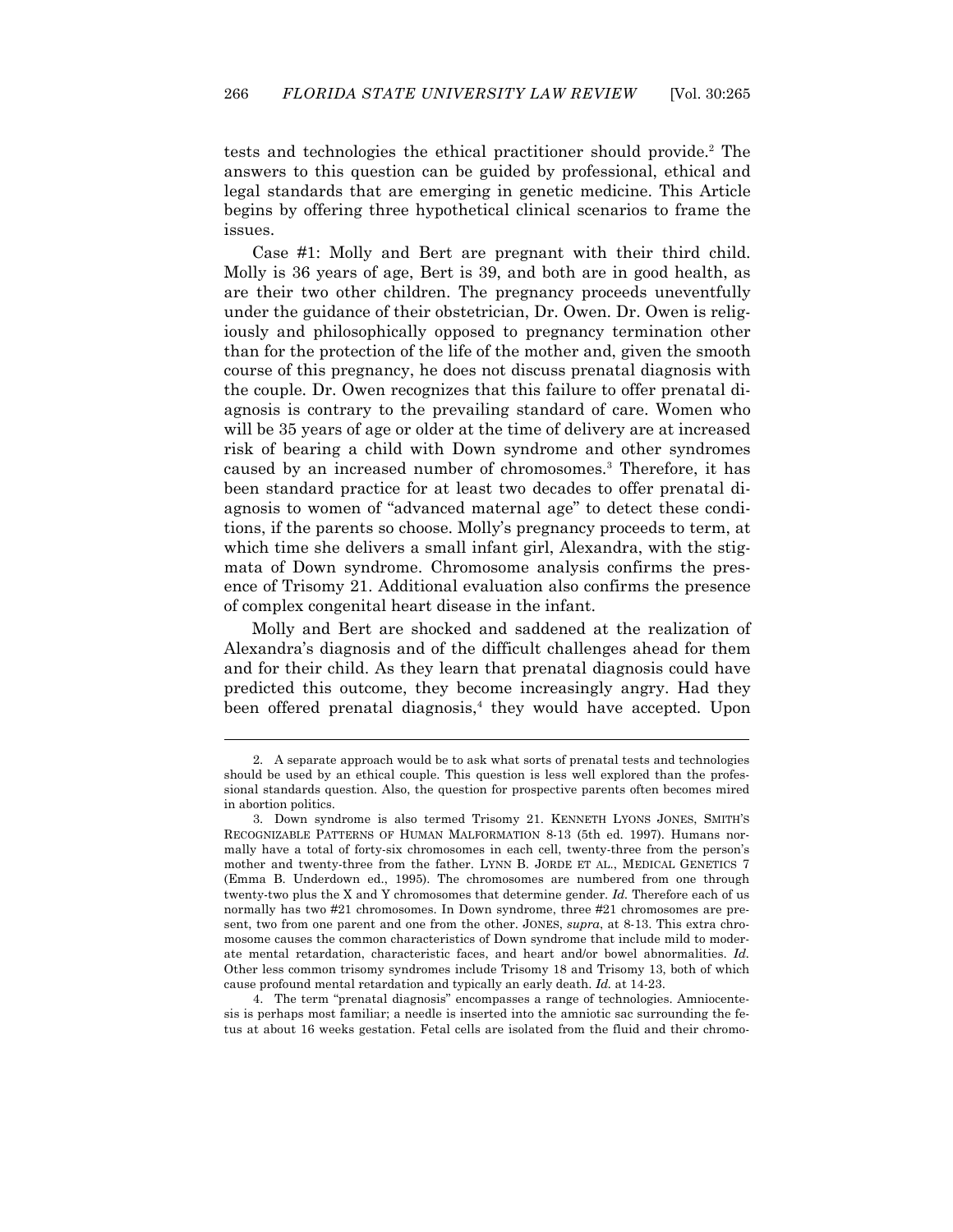tests and technologies the ethical practitioner should provide.[2] The answers to this question can be guided by professional, ethical and legal standards that are emerging in genetic medicine. This Article begins by offering three hypothetical clinical scenarios to frame the issues.

Case #1: Molly and Bert are pregnant with their third child. Molly is 36 years of age, Bert is 39, and both are in good health, as are their two other children. The pregnancy proceeds uneventfully under the guidance of their obstetrician, Dr. Owen. Dr. Owen is religiously and philosophically opposed to pregnancy termination other than for the protection of the life of the mother and, given the smooth course of this pregnancy, he does not discuss prenatal diagnosis with the couple. Dr. Owen recognizes that this failure to offer prenatal diagnosis is contrary to the prevailing standard of care. Women who will be 35 years of age or older at the time of delivery are at increased risk of bearing a child with Down syndrome and other syndromes caused by an increased number of chromosomes.[3] Therefore, it has been standard practice for at least two decades to offer prenatal diagnosis to women of "advanced maternal age" to detect these conditions, if the parents so choose. Molly's pregnancy proceeds to term, at which time she delivers a small infant girl, Alexandra, with the stigmata of Down syndrome. Chromosome analysis confirms the presence of Trisomy 21. Additional evaluation also confirms the presence of complex congenital heart disease in the infant.

Molly and Bert are shocked and saddened at the realization of Alexandra's diagnosis and of the difficult challenges ahead for them and for their child. As they learn that prenatal diagnosis could have predicted this outcome, they become increasingly angry. Had they been offered prenatal diagnosis,[4] they would have accepted. Upon

---

2. A separate approach would be to ask what sorts of prenatal tests and technologies should be used by an ethical couple. This question is less well explored than the professional standards question. Also, the question for prospective parents often becomes mired in abortion politics.

3. Down syndrome is also termed Trisomy 21. KENNETH LYONS JONES, SMITH'S RECOGNIZABLE PATTERNS OF HUMAN MALFORMATION 8-13 (5th ed. 1997). Humans normally have a total of forty-six chromosomes in each cell, twenty-three from the person's mother and twenty-three from the father. LYNN B. JORDE ET AL., MEDICAL GENETICS 7 (Emma B. Underdown ed., 1995). The chromosomes are numbered from one through twenty-two plus the X and Y chromosomes that determine gender. *Id.* Therefore each of us normally has two #21 chromosomes. In Down syndrome, three #21 chromosomes are present, two from one parent and one from the other. JONES, *supra*, at 8-13. This extra chromosome causes the common characteristics of Down syndrome that include mild to moderate mental retardation, characteristic faces, and heart and/or bowel abnormalities. *Id.* Other less common trisomy syndromes include Trisomy 18 and Trisomy 13, both of which cause profound mental retardation and typically an early death. *Id.* at 14-23.

4. The term "prenatal diagnosis" encompasses a range of technologies. Amniocentesis is perhaps most familiar; a needle is inserted into the amniotic sac surrounding the fetus at about 16 weeks gestation. Fetal cells are isolated from the fluid and their chromo-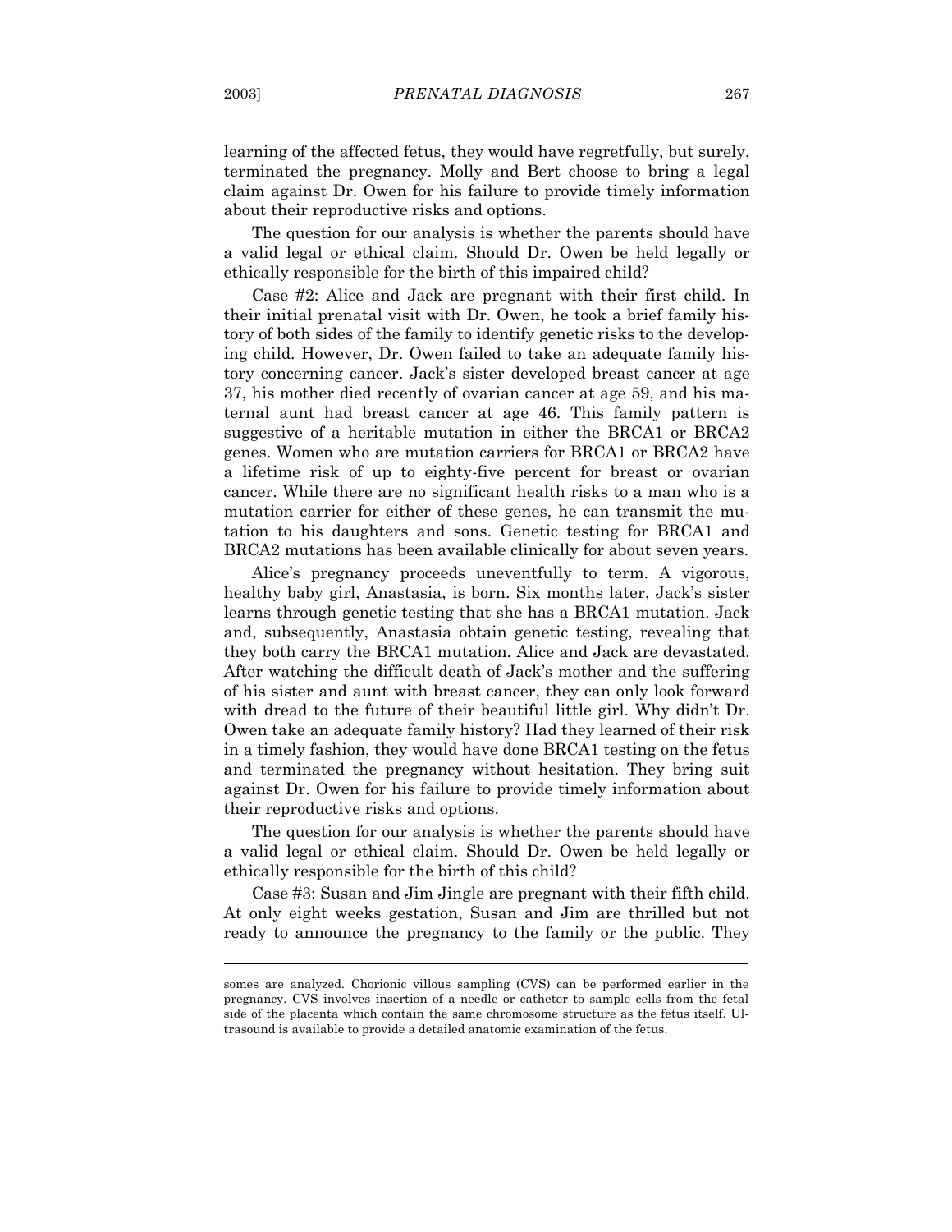learning of the affected fetus, they would have regretfully, but surely, terminated the pregnancy. Molly and Bert choose to bring a legal claim against Dr. Owen for his failure to provide timely information about their reproductive risks and options.

The question for our analysis is whether the parents should have a valid legal or ethical claim. Should Dr. Owen be held legally or ethically responsible for the birth of this impaired child?

Case #2: Alice and Jack are pregnant with their first child. In their initial prenatal visit with Dr. Owen, he took a brief family history of both sides of the family to identify genetic risks to the developing child. However, Dr. Owen failed to take an adequate family history concerning cancer. Jack's sister developed breast cancer at age 37, his mother died recently of ovarian cancer at age 59, and his maternal aunt had breast cancer at age 46. This family pattern is suggestive of a heritable mutation in either the BRCA1 or BRCA2 genes. Women who are mutation carriers for BRCA1 or BRCA2 have a lifetime risk of up to eighty-five percent for breast or ovarian cancer. While there are no significant health risks to a man who is a mutation carrier for either of these genes, he can transmit the mutation to his daughters and sons. Genetic testing for BRCA1 and BRCA2 mutations has been available clinically for about seven years.

Alice's pregnancy proceeds uneventfully to term. A vigorous, healthy baby girl, Anastasia, is born. Six months later, Jack's sister learns through genetic testing that she has a BRCA1 mutation. Jack and, subsequently, Anastasia obtain genetic testing, revealing that they both carry the BRCA1 mutation. Alice and Jack are devastated. After watching the difficult death of Jack's mother and the suffering of his sister and aunt with breast cancer, they can only look forward with dread to the future of their beautiful little girl. Why didn't Dr. Owen take an adequate family history? Had they learned of their risk in a timely fashion, they would have done BRCA1 testing on the fetus and terminated the pregnancy without hesitation. They bring suit against Dr. Owen for his failure to provide timely information about their reproductive risks and options.

The question for our analysis is whether the parents should have a valid legal or ethical claim. Should Dr. Owen be held legally or ethically responsible for the birth of this child?

Case #3: Susan and Jim Jingle are pregnant with their fifth child. At only eight weeks gestation, Susan and Jim are thrilled but not ready to announce the pregnancy to the family or the public. They

---

somes are analyzed. Chorionic villous sampling (CVS) can be performed earlier in the pregnancy. CVS involves insertion of a needle or catheter to sample cells from the fetal side of the placenta which contain the same chromosome structure as the fetus itself. Ultrasound is available to provide a detailed anatomic examination of the fetus.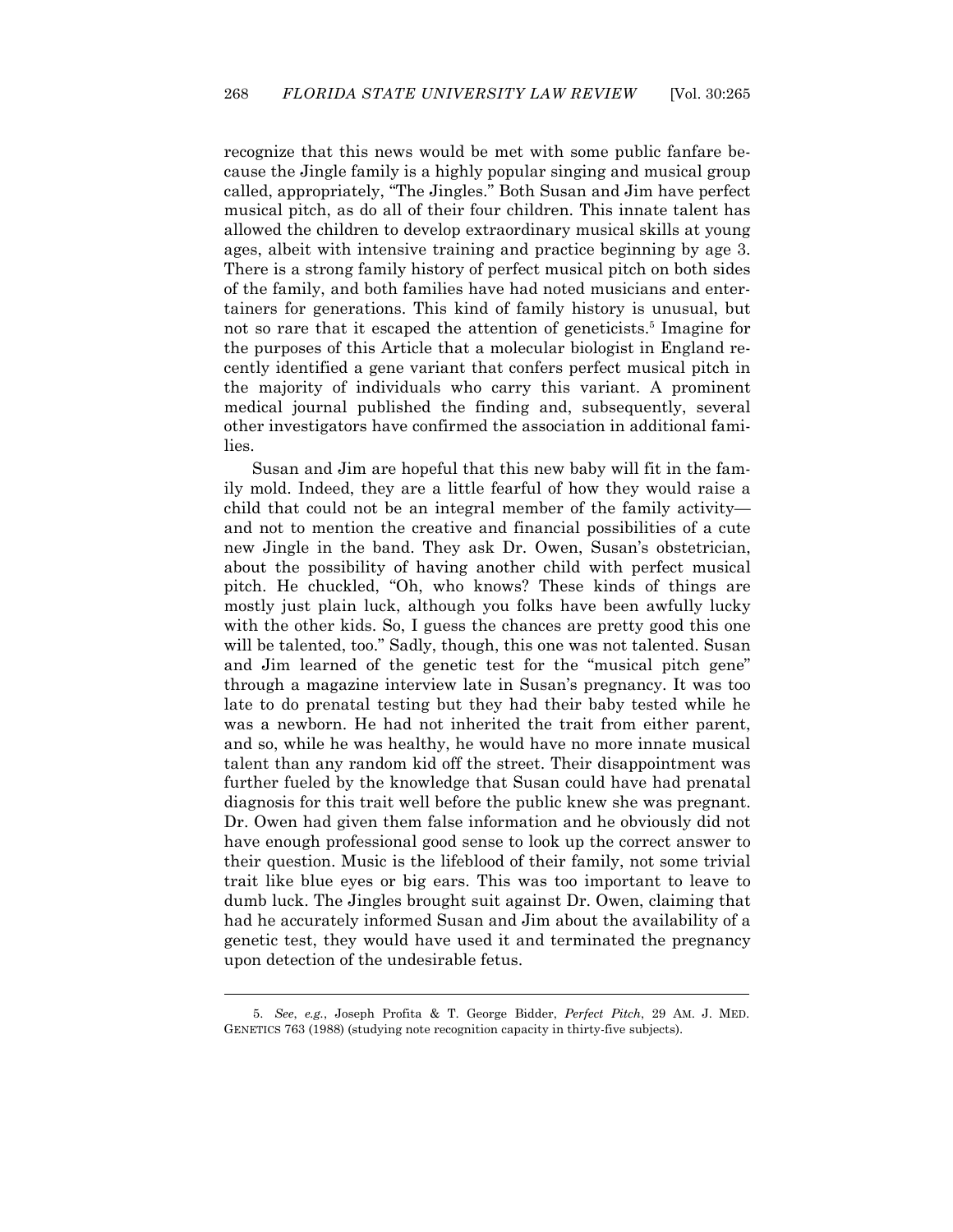recognize that this news would be met with some public fanfare because the Jingle family is a highly popular singing and musical group called, appropriately, "The Jingles." Both Susan and Jim have perfect musical pitch, as do all of their four children. This innate talent has allowed the children to develop extraordinary musical skills at young ages, albeit with intensive training and practice beginning by age 3. There is a strong family history of perfect musical pitch on both sides of the family, and both families have had noted musicians and entertainers for generations. This kind of family history is unusual, but not so rare that it escaped the attention of geneticists.[5] Imagine for the purposes of this Article that a molecular biologist in England recently identified a gene variant that confers perfect musical pitch in the majority of individuals who carry this variant. A prominent medical journal published the finding and, subsequently, several other investigators have confirmed the association in additional families.

Susan and Jim are hopeful that this new baby will fit in the family mold. Indeed, they are a little fearful of how they would raise a child that could not be an integral member of the family activity—and not to mention the creative and financial possibilities of a cute new Jingle in the band. They ask Dr. Owen, Susan's obstetrician, about the possibility of having another child with perfect musical pitch. He chuckled, "Oh, who knows? These kinds of things are mostly just plain luck, although you folks have been awfully lucky with the other kids. So, I guess the chances are pretty good this one will be talented, too." Sadly, though, this one was not talented. Susan and Jim learned of the genetic test for the "musical pitch gene" through a magazine interview late in Susan's pregnancy. It was too late to do prenatal testing but they had their baby tested while he was a newborn. He had not inherited the trait from either parent, and so, while he was healthy, he would have no more innate musical talent than any random kid off the street. Their disappointment was further fueled by the knowledge that Susan could have had prenatal diagnosis for this trait well before the public knew she was pregnant. Dr. Owen had given them false information and he obviously did not have enough professional good sense to look up the correct answer to their question. Music is the lifeblood of their family, not some trivial trait like blue eyes or big ears. This was too important to leave to dumb luck. The Jingles brought suit against Dr. Owen, claiming that had he accurately informed Susan and Jim about the availability of a genetic test, they would have used it and terminated the pregnancy upon detection of the undesirable fetus.

---

5. *See, e.g.*, Joseph Profita & T. George Bidder, *Perfect Pitch*, 29 AM. J. MED. GENETICS 763 (1988) (studying note recognition capacity in thirty-five subjects).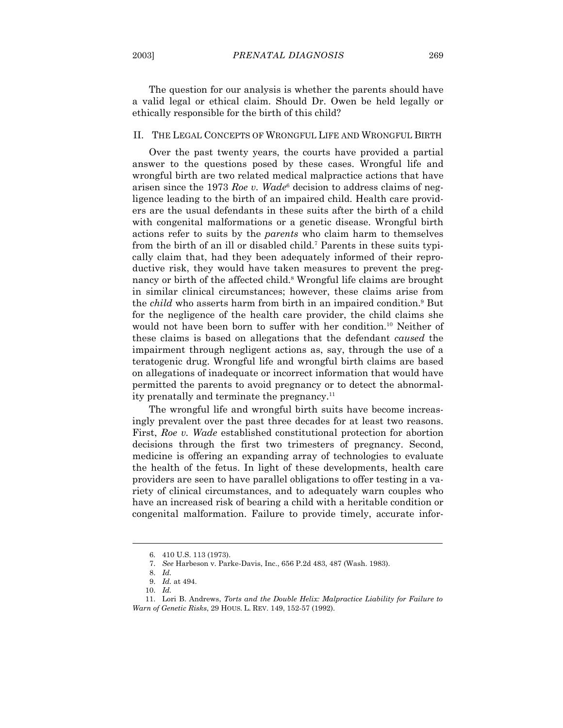The question for our analysis is whether the parents should have a valid legal or ethical claim. Should Dr. Owen be held legally or ethically responsible for the birth of this child?

## II. THE LEGAL CONCEPTS OF WRONGFUL LIFE AND WRONGFUL BIRTH

Over the past twenty years, the courts have provided a partial answer to the questions posed by these cases. Wrongful life and wrongful birth are two related medical malpractice actions that have arisen since the 1973 *Roe v. Wade*[6] decision to address claims of negligence leading to the birth of an impaired child. Health care providers are the usual defendants in these suits after the birth of a child with congenital malformations or a genetic disease. Wrongful birth actions refer to suits by the *parents* who claim harm to themselves from the birth of an ill or disabled child.[7] Parents in these suits typically claim that, had they been adequately informed of their reproductive risk, they would have taken measures to prevent the pregnancy or birth of the affected child.[8] Wrongful life claims are brought in similar clinical circumstances; however, these claims arise from the *child* who asserts harm from birth in an impaired condition.[9] But for the negligence of the health care provider, the child claims she would not have been born to suffer with her condition.[10] Neither of these claims is based on allegations that the defendant *caused* the impairment through negligent actions as, say, through the use of a teratogenic drug. Wrongful life and wrongful birth claims are based on allegations of inadequate or incorrect information that would have permitted the parents to avoid pregnancy or to detect the abnormality prenatally and terminate the pregnancy.[11]

The wrongful life and wrongful birth suits have become increasingly prevalent over the past three decades for at least two reasons. First, *Roe v. Wade* established constitutional protection for abortion decisions through the first two trimesters of pregnancy. Second, medicine is offering an expanding array of technologies to evaluate the health of the fetus. In light of these developments, health care providers are seen to have parallel obligations to offer testing in a variety of clinical circumstances, and to adequately warn couples who have an increased risk of bearing a child with a heritable condition or congenital malformation. Failure to provide timely, accurate infor-

---

6. 410 U.S. 113 (1973).

7. *See* Harbeson v. Parke-Davis, Inc., 656 P.2d 483, 487 (Wash. 1983).

8. *Id.*

9. *Id.* at 494.

10. *Id.*

11. Lori B. Andrews, *Torts and the Double Helix: Malpractice Liability for Failure to Warn of Genetic Risks*, 29 HOUS. L. REV. 149, 152-57 (1992).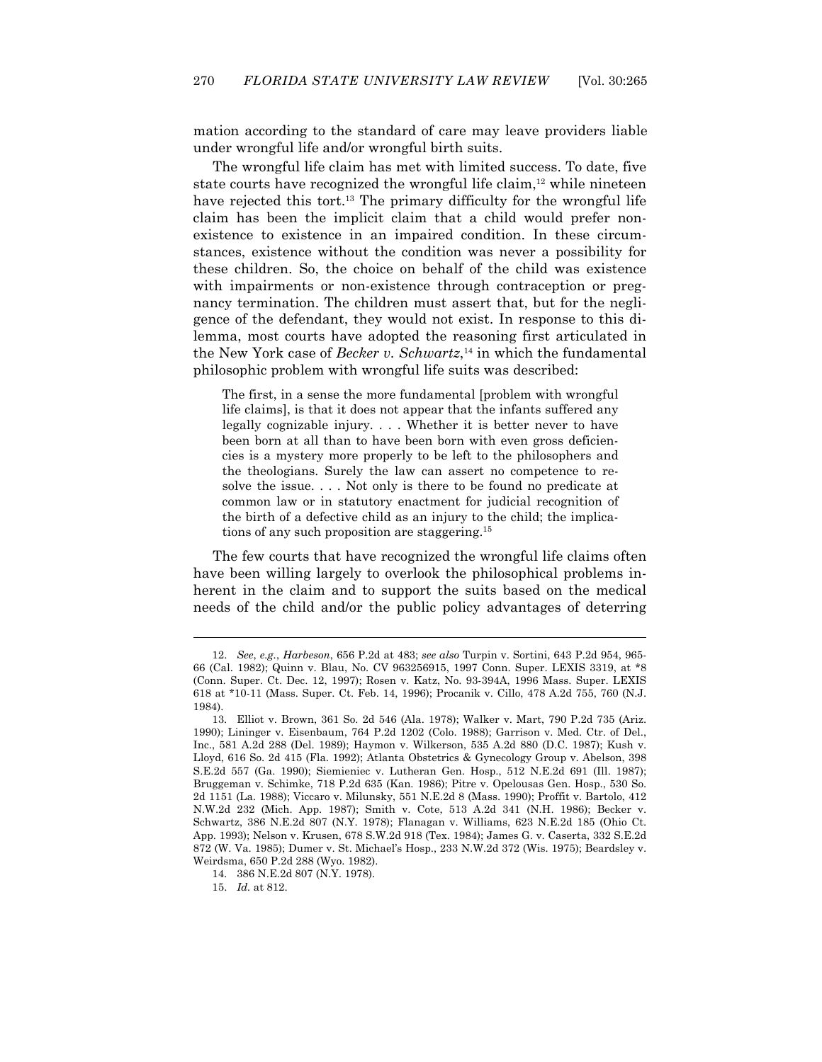mation according to the standard of care may leave providers liable under wrongful life and/or wrongful birth suits.

The wrongful life claim has met with limited success. To date, five state courts have recognized the wrongful life claim,[12] while nineteen have rejected this tort.[13] The primary difficulty for the wrongful life claim has been the implicit claim that a child would prefer non-existence to existence in an impaired condition. In these circumstances, existence without the condition was never a possibility for these children. So, the choice on behalf of the child was existence with impairments or non-existence through contraception or pregnancy termination. The children must assert that, but for the negligence of the defendant, they would not exist. In response to this dilemma, most courts have adopted the reasoning first articulated in the New York case of *Becker v. Schwartz*,[14] in which the fundamental philosophic problem with wrongful life suits was described:

> The first, in a sense the more fundamental [problem with wrongful life claims], is that it does not appear that the infants suffered any legally cognizable injury. . . . Whether it is better never to have been born at all than to have been born with even gross deficiencies is a mystery more properly to be left to the philosophers and the theologians. Surely the law can assert no competence to resolve the issue. . . . Not only is there to be found no predicate at common law or in statutory enactment for judicial recognition of the birth of a defective child as an injury to the child; the implications of any such proposition are staggering.[15]

The few courts that have recognized the wrongful life claims often have been willing largely to overlook the philosophical problems inherent in the claim and to support the suits based on the medical needs of the child and/or the public policy advantages of deterring

---

12. *See, e.g.*, *Harbeson*, 656 P.2d at 483; *see also* Turpin v. Sortini, 643 P.2d 954, 965-66 (Cal. 1982); Quinn v. Blau, No. CV 963256915, 1997 Conn. Super. LEXIS 3319, at *8 (Conn. Super. Ct. Dec. 12, 1997); Rosen v. Katz, No. 93-394A, 1996 Mass. Super. LEXIS 618 at *10-11 (Mass. Super. Ct. Feb. 14, 1996); Procanik v. Cillo, 478 A.2d 755, 760 (N.J. 1984).

13. Elliot v. Brown, 361 So. 2d 546 (Ala. 1978); Walker v. Mart, 790 P.2d 735 (Ariz. 1990); Lininger v. Eisenbaum, 764 P.2d 1202 (Colo. 1988); Garrison v. Med. Ctr. of Del., Inc., 581 A.2d 288 (Del. 1989); Haymon v. Wilkerson, 535 A.2d 880 (D.C. 1987); Kush v. Lloyd, 616 So. 2d 415 (Fla. 1992); Atlanta Obstetrics & Gynecology Group v. Abelson, 398 S.E.2d 557 (Ga. 1990); Siemieniec v. Lutheran Gen. Hosp., 512 N.E.2d 691 (Ill. 1987); Bruggeman v. Schimke, 718 P.2d 635 (Kan. 1986); Pitre v. Opelousas Gen. Hosp., 530 So. 2d 1151 (La. 1988); Viccaro v. Milunsky, 551 N.E.2d 8 (Mass. 1990); Proffit v. Bartolo, 412 N.W.2d 232 (Mich. App. 1987); Smith v. Cote, 513 A.2d 341 (N.H. 1986); Becker v. Schwartz, 386 N.E.2d 807 (N.Y. 1978); Flanagan v. Williams, 623 N.E.2d 185 (Ohio Ct. App. 1993); Nelson v. Krusen, 678 S.W.2d 918 (Tex. 1984); James G. v. Caserta, 332 S.E.2d 872 (W. Va. 1985); Dumer v. St. Michael's Hosp., 233 N.W.2d 372 (Wis. 1975); Beardsley v. Weirdsma, 650 P.2d 288 (Wyo. 1982).

14. 386 N.E.2d 807 (N.Y. 1978).

15. *Id.* at 812.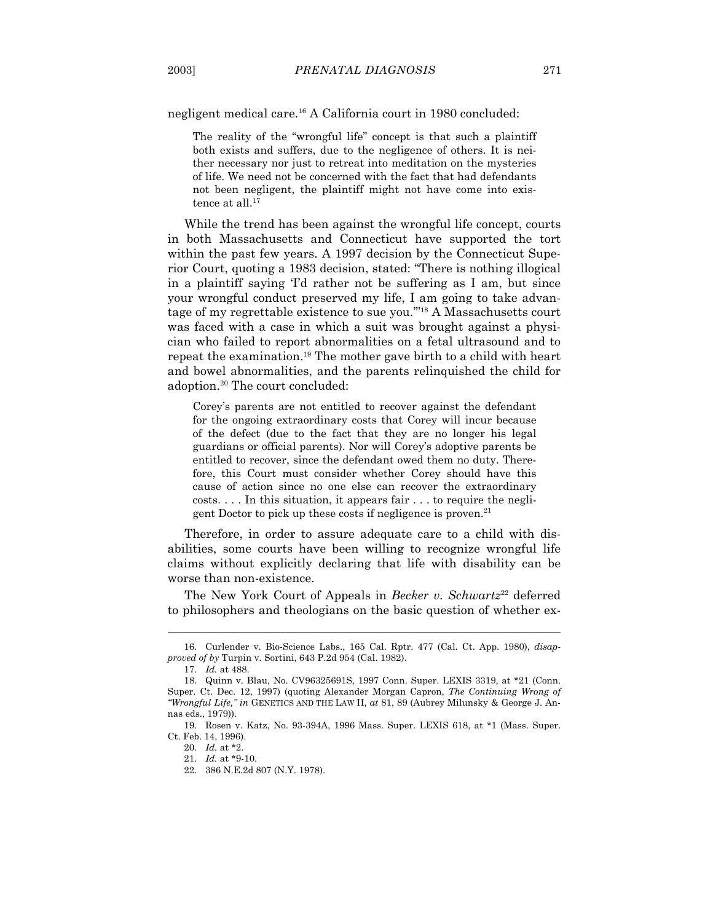negligent medical care.[16] A California court in 1980 concluded:

> The reality of the "wrongful life" concept is that such a plaintiff both exists and suffers, due to the negligence of others. It is neither necessary nor just to retreat into meditation on the mysteries of life. We need not be concerned with the fact that had defendants not been negligent, the plaintiff might not have come into existence at all.[17]

While the trend has been against the wrongful life concept, courts in both Massachusetts and Connecticut have supported the tort within the past few years. A 1997 decision by the Connecticut Superior Court, quoting a 1983 decision, stated: "There is nothing illogical in a plaintiff saying 'I'd rather not be suffering as I am, but since your wrongful conduct preserved my life, I am going to take advantage of my regrettable existence to sue you.'"[18] A Massachusetts court was faced with a case in which a suit was brought against a physician who failed to report abnormalities on a fetal ultrasound and to repeat the examination.[19] The mother gave birth to a child with heart and bowel abnormalities, and the parents relinquished the child for adoption.[20] The court concluded:

> Corey's parents are not entitled to recover against the defendant for the ongoing extraordinary costs that Corey will incur because of the defect (due to the fact that they are no longer his legal guardians or official parents). Nor will Corey's adoptive parents be entitled to recover, since the defendant owed them no duty. Therefore, this Court must consider whether Corey should have this cause of action since no one else can recover the extraordinary costs. . . . In this situation, it appears fair . . . to require the negligent Doctor to pick up these costs if negligence is proven.[21]

Therefore, in order to assure adequate care to a child with disabilities, some courts have been willing to recognize wrongful life claims without explicitly declaring that life with disability can be worse than non-existence.

The New York Court of Appeals in *Becker v. Schwartz*[22] deferred to philosophers and theologians on the basic question of whether ex-

---

16. Curlender v. Bio-Science Labs., 165 Cal. Rptr. 477 (Cal. Ct. App. 1980), *disapproved of by* Turpin v. Sortini, 643 P.2d 954 (Cal. 1982).

17. *Id.* at 488.

18. Quinn v. Blau, No. CV96325691S, 1997 Conn. Super. LEXIS 3319, at \*21 (Conn. Super. Ct. Dec. 12, 1997) (quoting Alexander Morgan Capron, *The Continuing Wrong of "Wrongful Life," in* GENETICS AND THE LAW II, *at* 81, 89 (Aubrey Milunsky & George J. Annas eds., 1979)).

19. Rosen v. Katz, No. 93-394A, 1996 Mass. Super. LEXIS 618, at \*1 (Mass. Super. Ct. Feb. 14, 1996).

20. *Id.* at \*2.

21. *Id.* at \*9-10.

22. 386 N.E.2d 807 (N.Y. 1978).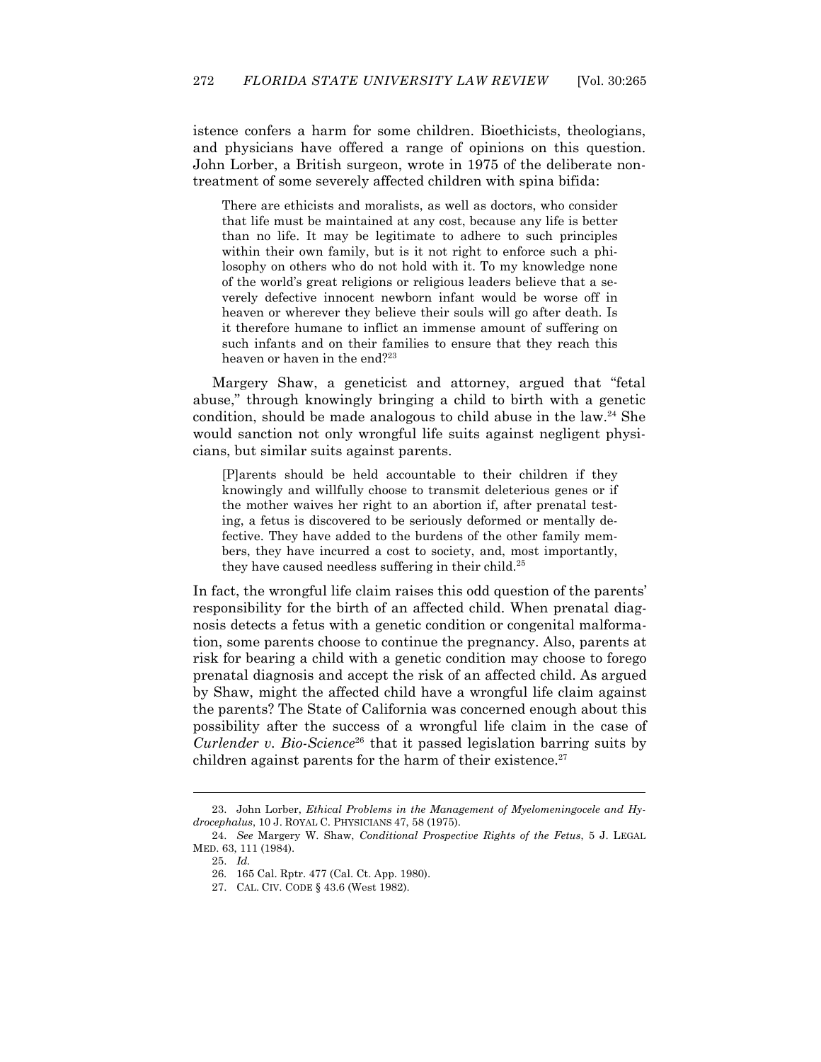istence confers a harm for some children. Bioethicists, theologians, and physicians have offered a range of opinions on this question. John Lorber, a British surgeon, wrote in 1975 of the deliberate nontreatment of some severely affected children with spina bifida:

> There are ethicists and moralists, as well as doctors, who consider that life must be maintained at any cost, because any life is better than no life. It may be legitimate to adhere to such principles within their own family, but is it not right to enforce such a philosophy on others who do not hold with it. To my knowledge none of the world's great religions or religious leaders believe that a severely defective innocent newborn infant would be worse off in heaven or wherever they believe their souls will go after death. Is it therefore humane to inflict an immense amount of suffering on such infants and on their families to ensure that they reach this heaven or haven in the end?[23]

Margery Shaw, a geneticist and attorney, argued that "fetal abuse," through knowingly bringing a child to birth with a genetic condition, should be made analogous to child abuse in the law.[24] She would sanction not only wrongful life suits against negligent physicians, but similar suits against parents.

> [P]arents should be held accountable to their children if they knowingly and willfully choose to transmit deleterious genes or if the mother waives her right to an abortion if, after prenatal testing, a fetus is discovered to be seriously deformed or mentally defective. They have added to the burdens of the other family members, they have incurred a cost to society, and, most importantly, they have caused needless suffering in their child.[25]

In fact, the wrongful life claim raises this odd question of the parents' responsibility for the birth of an affected child. When prenatal diagnosis detects a fetus with a genetic condition or congenital malformation, some parents choose to continue the pregnancy. Also, parents at risk for bearing a child with a genetic condition may choose to forego prenatal diagnosis and accept the risk of an affected child. As argued by Shaw, might the affected child have a wrongful life claim against the parents? The State of California was concerned enough about this possibility after the success of a wrongful life claim in the case of *Curlender v. Bio-Science*[26] that it passed legislation barring suits by children against parents for the harm of their existence.[27]

---

23. John Lorber, *Ethical Problems in the Management of Myelomeningocele and Hydrocephalus*, 10 J. ROYAL C. PHYSICIANS 47, 58 (1975).

24. *See* Margery W. Shaw, *Conditional Prospective Rights of the Fetus*, 5 J. LEGAL MED. 63, 111 (1984).

25. *Id.*

26. 165 Cal. Rptr. 477 (Cal. Ct. App. 1980).

27. CAL. CIV. CODE § 43.6 (West 1982).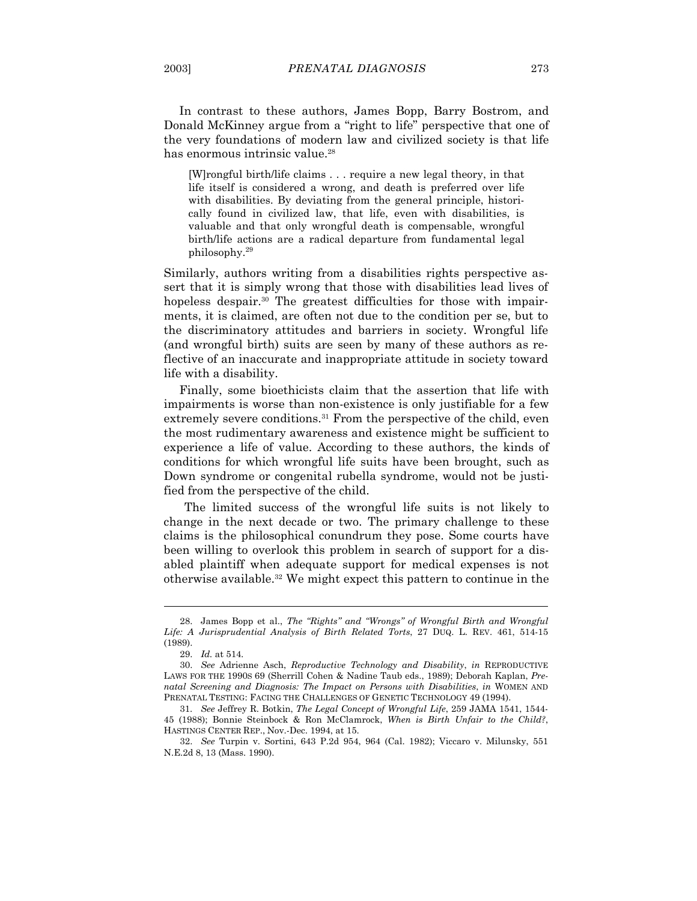In contrast to these authors, James Bopp, Barry Bostrom, and Donald McKinney argue from a "right to life" perspective that one of the very foundations of modern law and civilized society is that life has enormous intrinsic value.[28]

> [W]rongful birth/life claims . . . require a new legal theory, in that life itself is considered a wrong, and death is preferred over life with disabilities. By deviating from the general principle, historically found in civilized law, that life, even with disabilities, is valuable and that only wrongful death is compensable, wrongful birth/life actions are a radical departure from fundamental legal philosophy.[29]

Similarly, authors writing from a disabilities rights perspective assert that it is simply wrong that those with disabilities lead lives of hopeless despair.[30] The greatest difficulties for those with impairments, it is claimed, are often not due to the condition per se, but to the discriminatory attitudes and barriers in society. Wrongful life (and wrongful birth) suits are seen by many of these authors as reflective of an inaccurate and inappropriate attitude in society toward life with a disability.

Finally, some bioethicists claim that the assertion that life with impairments is worse than non-existence is only justifiable for a few extremely severe conditions.[31] From the perspective of the child, even the most rudimentary awareness and existence might be sufficient to experience a life of value. According to these authors, the kinds of conditions for which wrongful life suits have been brought, such as Down syndrome or congenital rubella syndrome, would not be justified from the perspective of the child.

The limited success of the wrongful life suits is not likely to change in the next decade or two. The primary challenge to these claims is the philosophical conundrum they pose. Some courts have been willing to overlook this problem in search of support for a disabled plaintiff when adequate support for medical expenses is not otherwise available.[32] We might expect this pattern to continue in the

---

28. James Bopp et al., *The "Rights" and "Wrongs" of Wrongful Birth and Wrongful Life: A Jurisprudential Analysis of Birth Related Torts*, 27 DUQ. L. REV. 461, 514-15 (1989).

29. *Id.* at 514.

30. *See* Adrienne Asch, *Reproductive Technology and Disability*, *in* REPRODUCTIVE LAWS FOR THE 1990S 69 (Sherrill Cohen & Nadine Taub eds., 1989); Deborah Kaplan, *Prenatal Screening and Diagnosis: The Impact on Persons with Disabilities*, *in* WOMEN AND PRENATAL TESTING: FACING THE CHALLENGES OF GENETIC TECHNOLOGY 49 (1994).

31. *See* Jeffrey R. Botkin, *The Legal Concept of Wrongful Life*, 259 JAMA 1541, 1544-45 (1988); Bonnie Steinbock & Ron McClamrock, *When is Birth Unfair to the Child?*, HASTINGS CENTER REP., Nov.-Dec. 1994, at 15.

32. *See* Turpin v. Sortini, 643 P.2d 954, 964 (Cal. 1982); Viccaro v. Milunsky, 551 N.E.2d 8, 13 (Mass. 1990).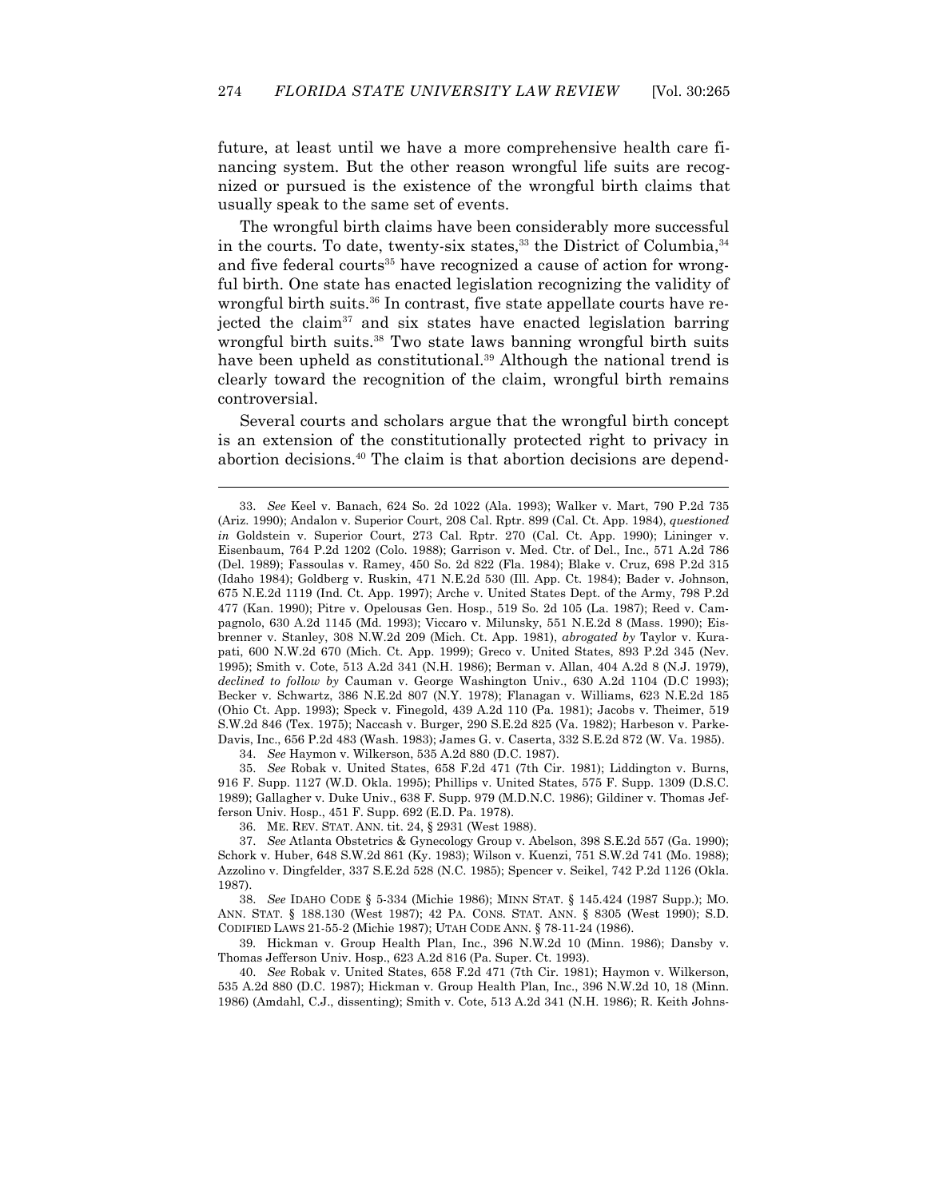future, at least until we have a more comprehensive health care financing system. But the other reason wrongful life suits are recognized or pursued is the existence of the wrongful birth claims that usually speak to the same set of events.

The wrongful birth claims have been considerably more successful in the courts. To date, twenty-six states,[33] the District of Columbia,[34] and five federal courts[35] have recognized a cause of action for wrongful birth. One state has enacted legislation recognizing the validity of wrongful birth suits.[36] In contrast, five state appellate courts have rejected the claim[37] and six states have enacted legislation barring wrongful birth suits.[38] Two state laws banning wrongful birth suits have been upheld as constitutional.[39] Although the national trend is clearly toward the recognition of the claim, wrongful birth remains controversial.

Several courts and scholars argue that the wrongful birth concept is an extension of the constitutionally protected right to privacy in abortion decisions.[40] The claim is that abortion decisions are depend-

---

33. *See* Keel v. Banach, 624 So. 2d 1022 (Ala. 1993); Walker v. Mart, 790 P.2d 735 (Ariz. 1990); Andalon v. Superior Court, 208 Cal. Rptr. 899 (Cal. Ct. App. 1984), *questioned in* Goldstein v. Superior Court, 273 Cal. Rptr. 270 (Cal. Ct. App. 1990); Lininger v. Eisenbaum, 764 P.2d 1202 (Colo. 1988); Garrison v. Med. Ctr. of Del., Inc., 571 A.2d 786 (Del. 1989); Fassoulas v. Ramey, 450 So. 2d 822 (Fla. 1984); Blake v. Cruz, 698 P.2d 315 (Idaho 1984); Goldberg v. Ruskin, 471 N.E.2d 530 (Ill. App. Ct. 1984); Bader v. Johnson, 675 N.E.2d 1119 (Ind. Ct. App. 1997); Arche v. United States Dept. of the Army, 798 P.2d 477 (Kan. 1990); Pitre v. Opelousas Gen. Hosp., 519 So. 2d 105 (La. 1987); Reed v. Campagnolo, 630 A.2d 1145 (Md. 1993); Viccaro v. Milunsky, 551 N.E.2d 8 (Mass. 1990); Eisbrenner v. Stanley, 308 N.W.2d 209 (Mich. Ct. App. 1981), *abrogated by* Taylor v. Kurapati, 600 N.W.2d 670 (Mich. Ct. App. 1999); Greco v. United States, 893 P.2d 345 (Nev. 1995); Smith v. Cote, 513 A.2d 341 (N.H. 1986); Berman v. Allan, 404 A.2d 8 (N.J. 1979), *declined to follow by* Cauman v. George Washington Univ., 630 A.2d 1104 (D.C 1993); Becker v. Schwartz, 386 N.E.2d 807 (N.Y. 1978); Flanagan v. Williams, 623 N.E.2d 185 (Ohio Ct. App. 1993); Speck v. Finegold, 439 A.2d 110 (Pa. 1981); Jacobs v. Theimer, 519 S.W.2d 846 (Tex. 1975); Naccash v. Burger, 290 S.E.2d 825 (Va. 1982); Harbeson v. Parke-Davis, Inc., 656 P.2d 483 (Wash. 1983); James G. v. Caserta, 332 S.E.2d 872 (W. Va. 1985).

34. *See* Haymon v. Wilkerson, 535 A.2d 880 (D.C. 1987).

35. *See* Robak v. United States, 658 F.2d 471 (7th Cir. 1981); Liddington v. Burns, 916 F. Supp. 1127 (W.D. Okla. 1995); Phillips v. United States, 575 F. Supp. 1309 (D.S.C. 1989); Gallagher v. Duke Univ., 638 F. Supp. 979 (M.D.N.C. 1986); Gildiner v. Thomas Jefferson Univ. Hosp., 451 F. Supp. 692 (E.D. Pa. 1978).

36. ME. REV. STAT. ANN. tit. 24, § 2931 (West 1988).

37. *See* Atlanta Obstetrics & Gynecology Group v. Abelson, 398 S.E.2d 557 (Ga. 1990); Schork v. Huber, 648 S.W.2d 861 (Ky. 1983); Wilson v. Kuenzi, 751 S.W.2d 741 (Mo. 1988); Azzolino v. Dingfelder, 337 S.E.2d 528 (N.C. 1985); Spencer v. Seikel, 742 P.2d 1126 (Okla. 1987).

38. *See* IDAHO CODE § 5-334 (Michie 1986); MINN STAT. § 145.424 (1987 Supp.); MO. ANN. STAT. § 188.130 (West 1987); 42 PA. CONS. STAT. ANN. § 8305 (West 1990); S.D. CODIFIED LAWS 21-55-2 (Michie 1987); UTAH CODE ANN. § 78-11-24 (1986).

39. Hickman v. Group Health Plan, Inc., 396 N.W.2d 10 (Minn. 1986); Dansby v. Thomas Jefferson Univ. Hosp., 623 A.2d 816 (Pa. Super. Ct. 1993).

40. *See* Robak v. United States, 658 F.2d 471 (7th Cir. 1981); Haymon v. Wilkerson, 535 A.2d 880 (D.C. 1987); Hickman v. Group Health Plan, Inc., 396 N.W.2d 10, 18 (Minn. 1986) (Amdahl, C.J., dissenting); Smith v. Cote, 513 A.2d 341 (N.H. 1986); R. Keith Johns-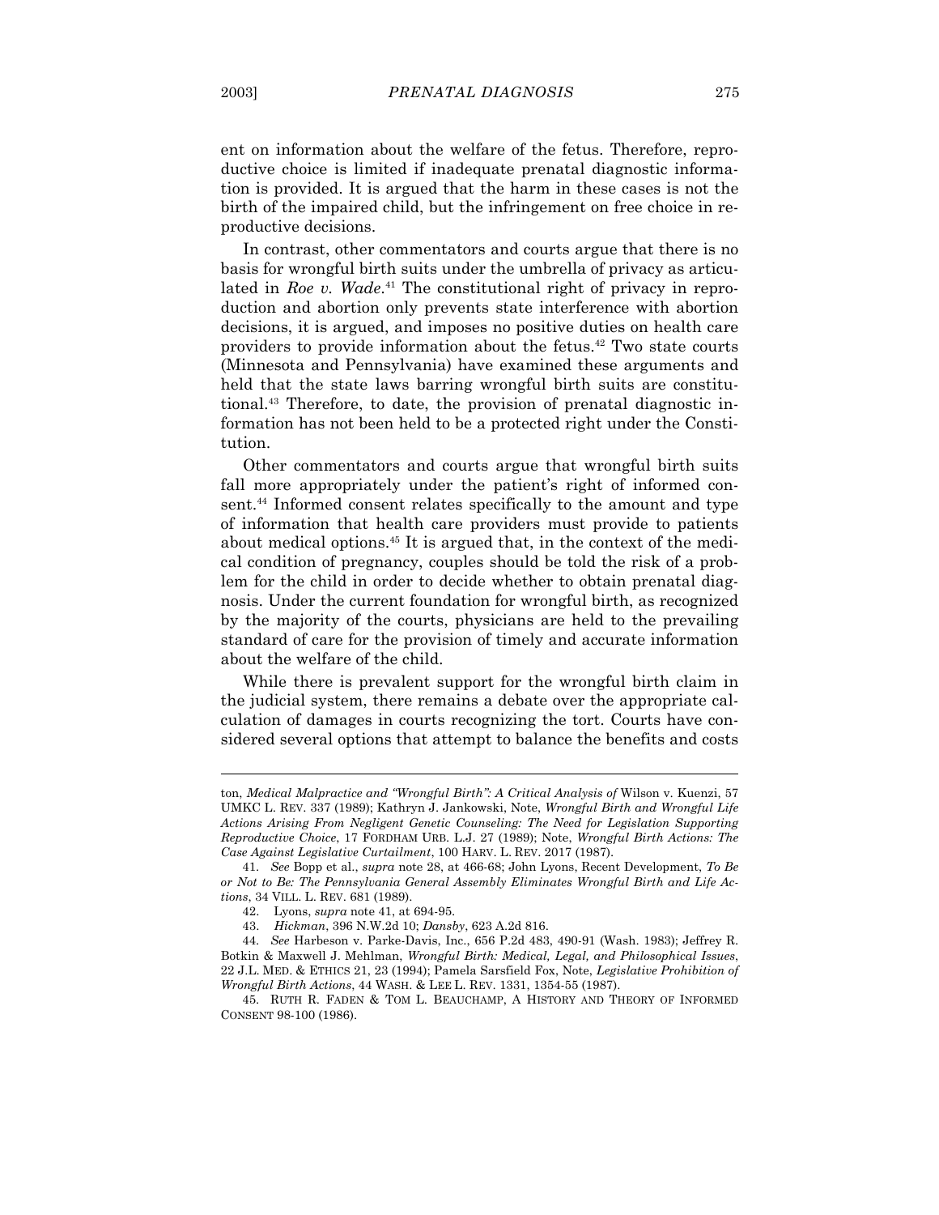ent on information about the welfare of the fetus. Therefore, reproductive choice is limited if inadequate prenatal diagnostic information is provided. It is argued that the harm in these cases is not the birth of the impaired child, but the infringement on free choice in reproductive decisions.

In contrast, other commentators and courts argue that there is no basis for wrongful birth suits under the umbrella of privacy as articulated in *Roe v. Wade*.[41] The constitutional right of privacy in reproduction and abortion only prevents state interference with abortion decisions, it is argued, and imposes no positive duties on health care providers to provide information about the fetus.[42] Two state courts (Minnesota and Pennsylvania) have examined these arguments and held that the state laws barring wrongful birth suits are constitutional.[43] Therefore, to date, the provision of prenatal diagnostic information has not been held to be a protected right under the Constitution.

Other commentators and courts argue that wrongful birth suits fall more appropriately under the patient's right of informed consent.[44] Informed consent relates specifically to the amount and type of information that health care providers must provide to patients about medical options.[45] It is argued that, in the context of the medical condition of pregnancy, couples should be told the risk of a problem for the child in order to decide whether to obtain prenatal diagnosis. Under the current foundation for wrongful birth, as recognized by the majority of the courts, physicians are held to the prevailing standard of care for the provision of timely and accurate information about the welfare of the child.

While there is prevalent support for the wrongful birth claim in the judicial system, there remains a debate over the appropriate calculation of damages in courts recognizing the tort. Courts have considered several options that attempt to balance the benefits and costs

---

ton, *Medical Malpractice and "Wrongful Birth": A Critical Analysis of* Wilson v. Kuenzi, 57 UMKC L. REV. 337 (1989); Kathryn J. Jankowski, Note, *Wrongful Birth and Wrongful Life Actions Arising From Negligent Genetic Counseling: The Need for Legislation Supporting Reproductive Choice*, 17 FORDHAM URB. L.J. 27 (1989); Note, *Wrongful Birth Actions: The Case Against Legislative Curtailment*, 100 HARV. L. REV. 2017 (1987).

41. *See* Bopp et al., *supra* note 28, at 466-68; John Lyons, Recent Development, *To Be or Not to Be: The Pennsylvania General Assembly Eliminates Wrongful Birth and Life Actions*, 34 VILL. L. REV. 681 (1989).

42. Lyons, *supra* note 41, at 694-95.

43. *Hickman*, 396 N.W.2d 10; *Dansby*, 623 A.2d 816.

44. *See* Harbeson v. Parke-Davis, Inc., 656 P.2d 483, 490-91 (Wash. 1983); Jeffrey R. Botkin & Maxwell J. Mehlman, *Wrongful Birth: Medical, Legal, and Philosophical Issues*, 22 J.L. MED. & ETHICS 21, 23 (1994); Pamela Sarsfield Fox, Note, *Legislative Prohibition of Wrongful Birth Actions*, 44 WASH. & LEE L. REV. 1331, 1354-55 (1987).

45. RUTH R. FADEN & TOM L. BEAUCHAMP, A HISTORY AND THEORY OF INFORMED CONSENT 98-100 (1986).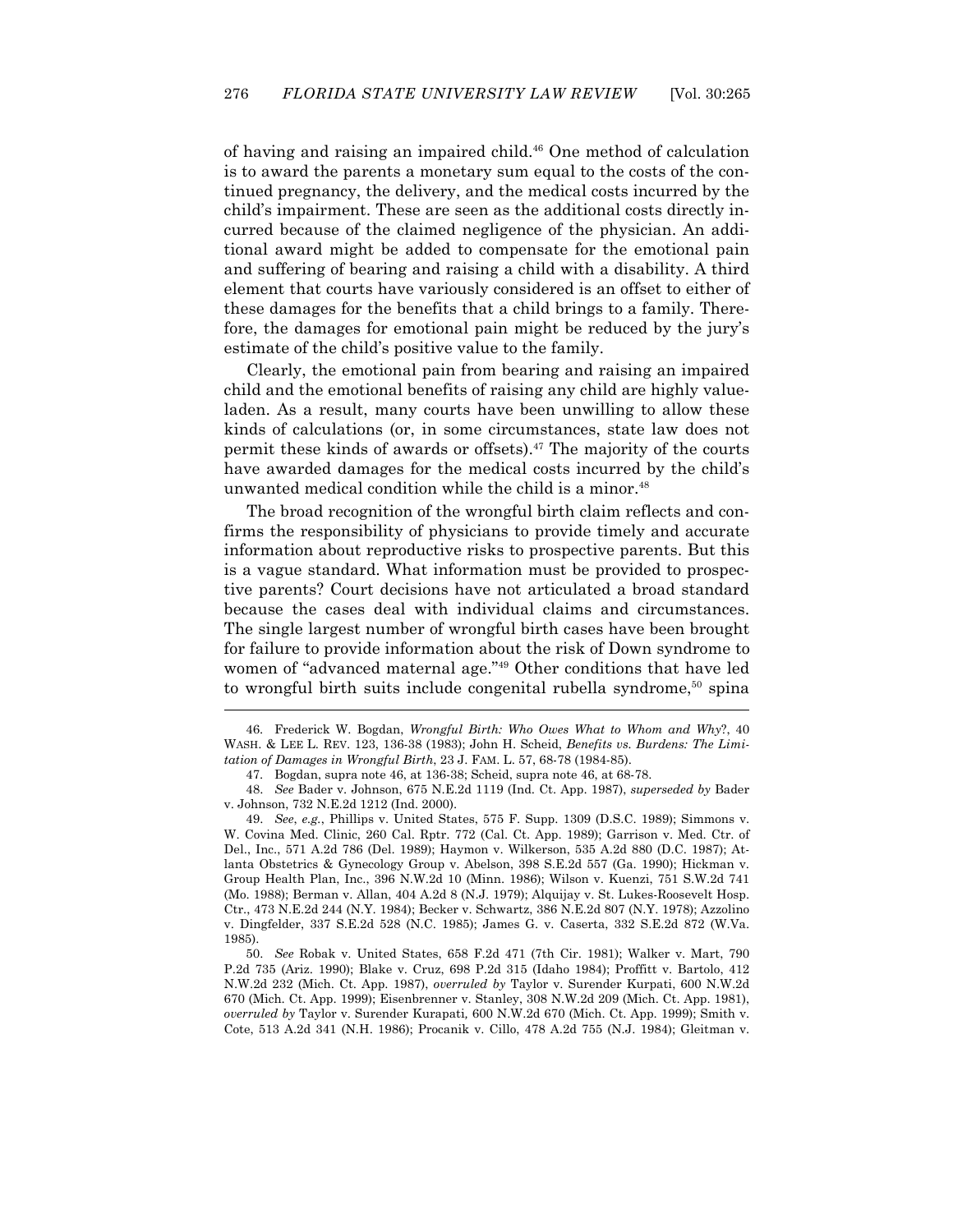of having and raising an impaired child.[46] One method of calculation is to award the parents a monetary sum equal to the costs of the continued pregnancy, the delivery, and the medical costs incurred by the child's impairment. These are seen as the additional costs directly incurred because of the claimed negligence of the physician. An additional award might be added to compensate for the emotional pain and suffering of bearing and raising a child with a disability. A third element that courts have variously considered is an offset to either of these damages for the benefits that a child brings to a family. Therefore, the damages for emotional pain might be reduced by the jury's estimate of the child's positive value to the family.

Clearly, the emotional pain from bearing and raising an impaired child and the emotional benefits of raising any child are highly value-laden. As a result, many courts have been unwilling to allow these kinds of calculations (or, in some circumstances, state law does not permit these kinds of awards or offsets).[47] The majority of the courts have awarded damages for the medical costs incurred by the child's unwanted medical condition while the child is a minor.[48]

The broad recognition of the wrongful birth claim reflects and confirms the responsibility of physicians to provide timely and accurate information about reproductive risks to prospective parents. But this is a vague standard. What information must be provided to prospective parents? Court decisions have not articulated a broad standard because the cases deal with individual claims and circumstances. The single largest number of wrongful birth cases have been brought for failure to provide information about the risk of Down syndrome to women of "advanced maternal age."[49] Other conditions that have led to wrongful birth suits include congenital rubella syndrome,[50] spina

---

46. Frederick W. Bogdan, *Wrongful Birth: Who Owes What to Whom and Why?*, 40 WASH. & LEE L. REV. 123, 136-38 (1983); John H. Scheid, *Benefits vs. Burdens: The Limitation of Damages in Wrongful Birth*, 23 J. FAM. L. 57, 68-78 (1984-85).

47. Bogdan, supra note 46, at 136-38; Scheid, supra note 46, at 68-78.

48. *See* Bader v. Johnson, 675 N.E.2d 1119 (Ind. Ct. App. 1987), *superseded by* Bader v. Johnson, 732 N.E.2d 1212 (Ind. 2000).

49. *See, e.g.*, Phillips v. United States, 575 F. Supp. 1309 (D.S.C. 1989); Simmons v. W. Covina Med. Clinic, 260 Cal. Rptr. 772 (Cal. Ct. App. 1989); Garrison v. Med. Ctr. of Del., Inc., 571 A.2d 786 (Del. 1989); Haymon v. Wilkerson, 535 A.2d 880 (D.C. 1987); Atlanta Obstetrics & Gynecology Group v. Abelson, 398 S.E.2d 557 (Ga. 1990); Hickman v. Group Health Plan, Inc., 396 N.W.2d 10 (Minn. 1986); Wilson v. Kuenzi, 751 S.W.2d 741 (Mo. 1988); Berman v. Allan, 404 A.2d 8 (N.J. 1979); Alquijay v. St. Lukes-Roosevelt Hosp. Ctr., 473 N.E.2d 244 (N.Y. 1984); Becker v. Schwartz, 386 N.E.2d 807 (N.Y. 1978); Azzolino v. Dingfelder, 337 S.E.2d 528 (N.C. 1985); James G. v. Caserta, 332 S.E.2d 872 (W.Va. 1985).

50. *See* Robak v. United States, 658 F.2d 471 (7th Cir. 1981); Walker v. Mart, 790 P.2d 735 (Ariz. 1990); Blake v. Cruz, 698 P.2d 315 (Idaho 1984); Proffitt v. Bartolo, 412 N.W.2d 232 (Mich. Ct. App. 1987), *overruled by* Taylor v. Surender Kurpati, 600 N.W.2d 670 (Mich. Ct. App. 1999); Eisenbrenner v. Stanley, 308 N.W.2d 209 (Mich. Ct. App. 1981), *overruled by* Taylor v. Surender Kurapati, 600 N.W.2d 670 (Mich. Ct. App. 1999); Smith v. Cote, 513 A.2d 341 (N.H. 1986); Procanik v. Cillo, 478 A.2d 755 (N.J. 1984); Gleitman v.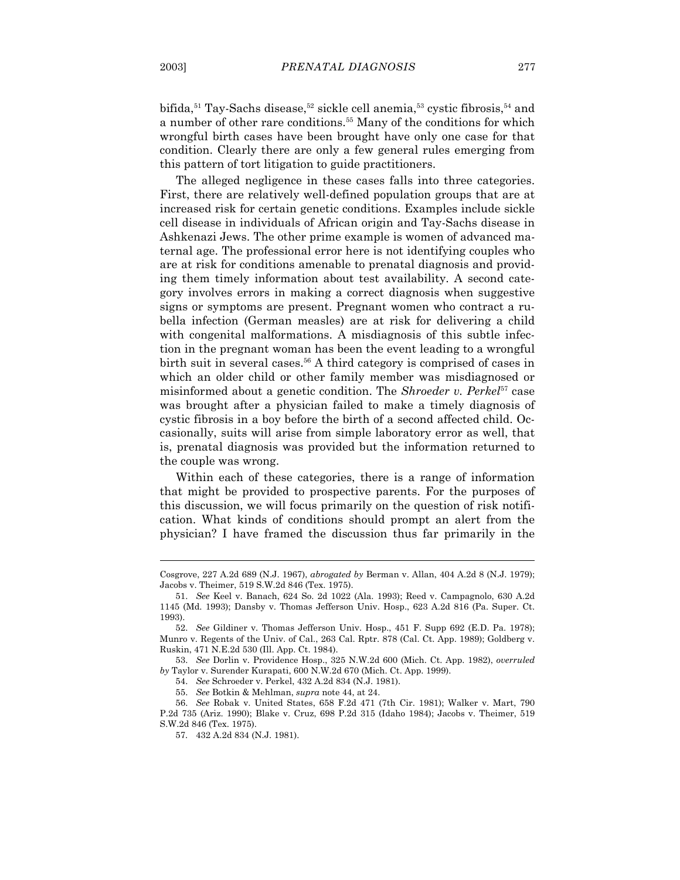bifida,[51] Tay-Sachs disease,[52] sickle cell anemia,[53] cystic fibrosis,[54] and a number of other rare conditions.[55] Many of the conditions for which wrongful birth cases have been brought have only one case for that condition. Clearly there are only a few general rules emerging from this pattern of tort litigation to guide practitioners.

The alleged negligence in these cases falls into three categories. First, there are relatively well-defined population groups that are at increased risk for certain genetic conditions. Examples include sickle cell disease in individuals of African origin and Tay-Sachs disease in Ashkenazi Jews. The other prime example is women of advanced maternal age. The professional error here is not identifying couples who are at risk for conditions amenable to prenatal diagnosis and providing them timely information about test availability. A second category involves errors in making a correct diagnosis when suggestive signs or symptoms are present. Pregnant women who contract a rubella infection (German measles) are at risk for delivering a child with congenital malformations. A misdiagnosis of this subtle infection in the pregnant woman has been the event leading to a wrongful birth suit in several cases.[56] A third category is comprised of cases in which an older child or other family member was misdiagnosed or misinformed about a genetic condition. The *Shroeder v. Perkel*[57] case was brought after a physician failed to make a timely diagnosis of cystic fibrosis in a boy before the birth of a second affected child. Occasionally, suits will arise from simple laboratory error as well, that is, prenatal diagnosis was provided but the information returned to the couple was wrong.

Within each of these categories, there is a range of information that might be provided to prospective parents. For the purposes of this discussion, we will focus primarily on the question of risk notification. What kinds of conditions should prompt an alert from the physician? I have framed the discussion thus far primarily in the

---

Cosgrove, 227 A.2d 689 (N.J. 1967), *abrogated by* Berman v. Allan, 404 A.2d 8 (N.J. 1979); Jacobs v. Theimer, 519 S.W.2d 846 (Tex. 1975).

51. *See* Keel v. Banach, 624 So. 2d 1022 (Ala. 1993); Reed v. Campagnolo, 630 A.2d 1145 (Md. 1993); Dansby v. Thomas Jefferson Univ. Hosp., 623 A.2d 816 (Pa. Super. Ct. 1993).

52. *See* Gildiner v. Thomas Jefferson Univ. Hosp., 451 F. Supp 692 (E.D. Pa. 1978); Munro v. Regents of the Univ. of Cal., 263 Cal. Rptr. 878 (Cal. Ct. App. 1989); Goldberg v. Ruskin, 471 N.E.2d 530 (Ill. App. Ct. 1984).

53. *See* Dorlin v. Providence Hosp., 325 N.W.2d 600 (Mich. Ct. App. 1982), *overruled by* Taylor v. Surender Kurapati, 600 N.W.2d 670 (Mich. Ct. App. 1999).

54. *See* Schroeder v. Perkel, 432 A.2d 834 (N.J. 1981).

55. *See* Botkin & Mehlman, *supra* note 44, at 24.

56. *See* Robak v. United States, 658 F.2d 471 (7th Cir. 1981); Walker v. Mart, 790 P.2d 735 (Ariz. 1990); Blake v. Cruz, 698 P.2d 315 (Idaho 1984); Jacobs v. Theimer, 519 S.W.2d 846 (Tex. 1975).

57. 432 A.2d 834 (N.J. 1981).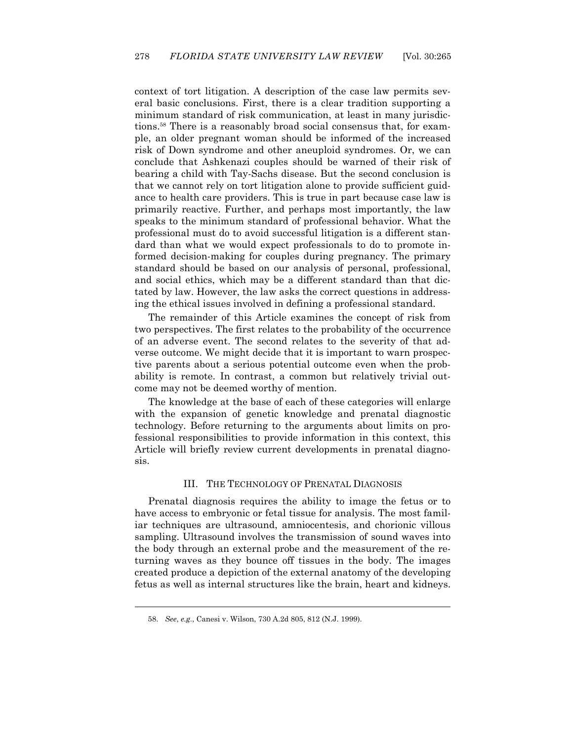context of tort litigation. A description of the case law permits several basic conclusions. First, there is a clear tradition supporting a minimum standard of risk communication, at least in many jurisdictions.[58] There is a reasonably broad social consensus that, for example, an older pregnant woman should be informed of the increased risk of Down syndrome and other aneuploid syndromes. Or, we can conclude that Ashkenazi couples should be warned of their risk of bearing a child with Tay-Sachs disease. But the second conclusion is that we cannot rely on tort litigation alone to provide sufficient guidance to health care providers. This is true in part because case law is primarily reactive. Further, and perhaps most importantly, the law speaks to the minimum standard of professional behavior. What the professional must do to avoid successful litigation is a different standard than what we would expect professionals to do to promote informed decision-making for couples during pregnancy. The primary standard should be based on our analysis of personal, professional, and social ethics, which may be a different standard than that dictated by law. However, the law asks the correct questions in addressing the ethical issues involved in defining a professional standard.

The remainder of this Article examines the concept of risk from two perspectives. The first relates to the probability of the occurrence of an adverse event. The second relates to the severity of that adverse outcome. We might decide that it is important to warn prospective parents about a serious potential outcome even when the probability is remote. In contrast, a common but relatively trivial outcome may not be deemed worthy of mention.

The knowledge at the base of each of these categories will enlarge with the expansion of genetic knowledge and prenatal diagnostic technology. Before returning to the arguments about limits on professional responsibilities to provide information in this context, this Article will briefly review current developments in prenatal diagnosis.

## III. The Technology of Prenatal Diagnosis

Prenatal diagnosis requires the ability to image the fetus or to have access to embryonic or fetal tissue for analysis. The most familiar techniques are ultrasound, amniocentesis, and chorionic villous sampling. Ultrasound involves the transmission of sound waves into the body through an external probe and the measurement of the returning waves as they bounce off tissues in the body. The images created produce a depiction of the external anatomy of the developing fetus as well as internal structures like the brain, heart and kidneys.

---

58. *See, e.g.*, Canesi v. Wilson, 730 A.2d 805, 812 (N.J. 1999).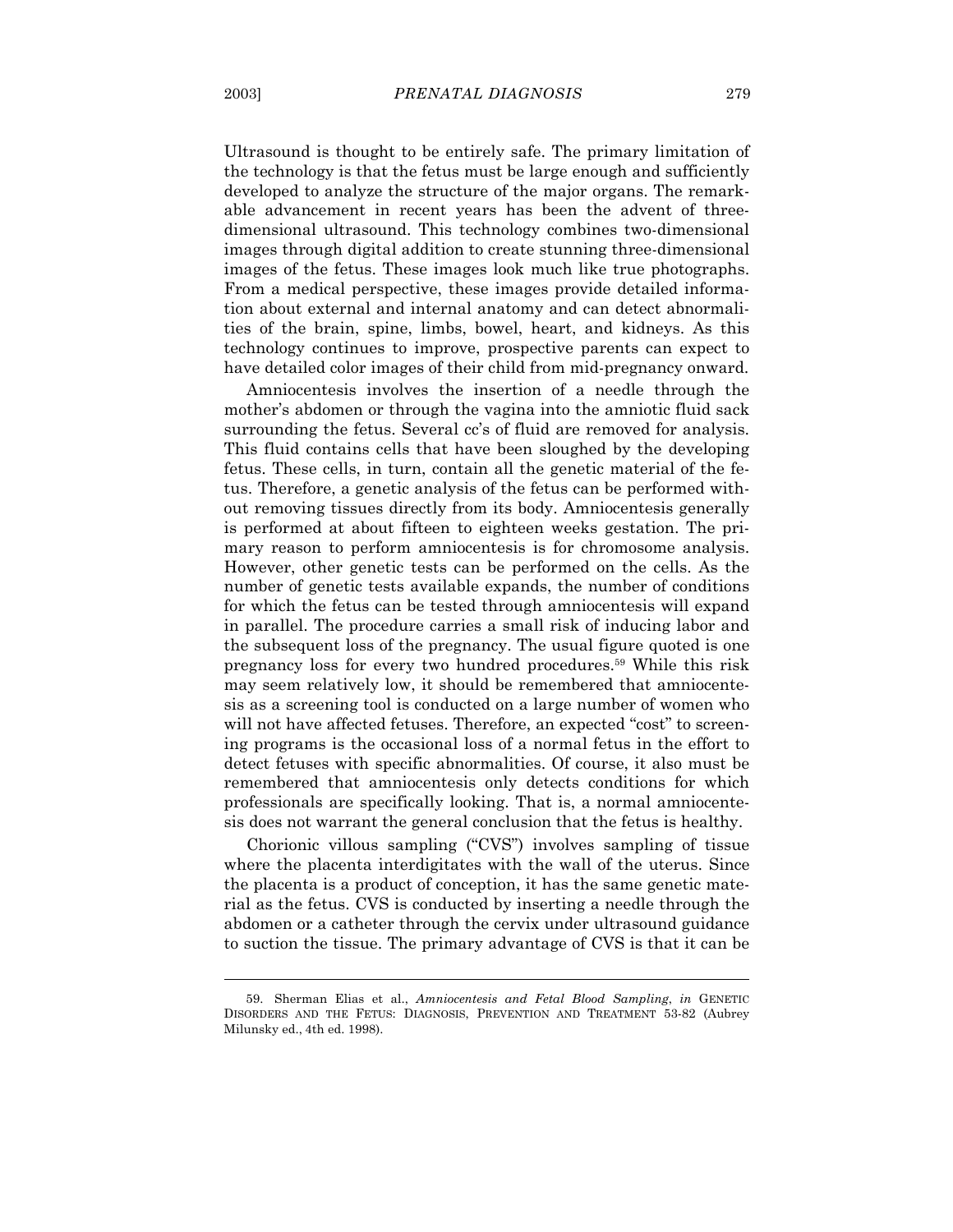Ultrasound is thought to be entirely safe. The primary limitation of the technology is that the fetus must be large enough and sufficiently developed to analyze the structure of the major organs. The remarkable advancement in recent years has been the advent of three-dimensional ultrasound. This technology combines two-dimensional images through digital addition to create stunning three-dimensional images of the fetus. These images look much like true photographs. From a medical perspective, these images provide detailed information about external and internal anatomy and can detect abnormalities of the brain, spine, limbs, bowel, heart, and kidneys. As this technology continues to improve, prospective parents can expect to have detailed color images of their child from mid-pregnancy onward.

Amniocentesis involves the insertion of a needle through the mother's abdomen or through the vagina into the amniotic fluid sack surrounding the fetus. Several cc's of fluid are removed for analysis. This fluid contains cells that have been sloughed by the developing fetus. These cells, in turn, contain all the genetic material of the fetus. Therefore, a genetic analysis of the fetus can be performed without removing tissues directly from its body. Amniocentesis generally is performed at about fifteen to eighteen weeks gestation. The primary reason to perform amniocentesis is for chromosome analysis. However, other genetic tests can be performed on the cells. As the number of genetic tests available expands, the number of conditions for which the fetus can be tested through amniocentesis will expand in parallel. The procedure carries a small risk of inducing labor and the subsequent loss of the pregnancy. The usual figure quoted is one pregnancy loss for every two hundred procedures.[59] While this risk may seem relatively low, it should be remembered that amniocentesis as a screening tool is conducted on a large number of women who will not have affected fetuses. Therefore, an expected "cost" to screening programs is the occasional loss of a normal fetus in the effort to detect fetuses with specific abnormalities. Of course, it also must be remembered that amniocentesis only detects conditions for which professionals are specifically looking. That is, a normal amniocentesis does not warrant the general conclusion that the fetus is healthy.

Chorionic villous sampling ("CVS") involves sampling of tissue where the placenta interdigitates with the wall of the uterus. Since the placenta is a product of conception, it has the same genetic material as the fetus. CVS is conducted by inserting a needle through the abdomen or a catheter through the cervix under ultrasound guidance to suction the tissue. The primary advantage of CVS is that it can be

---

59. Sherman Elias et al., *Amniocentesis and Fetal Blood Sampling*, *in* GENETIC DISORDERS AND THE FETUS: DIAGNOSIS, PREVENTION AND TREATMENT 53-82 (Aubrey Milunsky ed., 4th ed. 1998).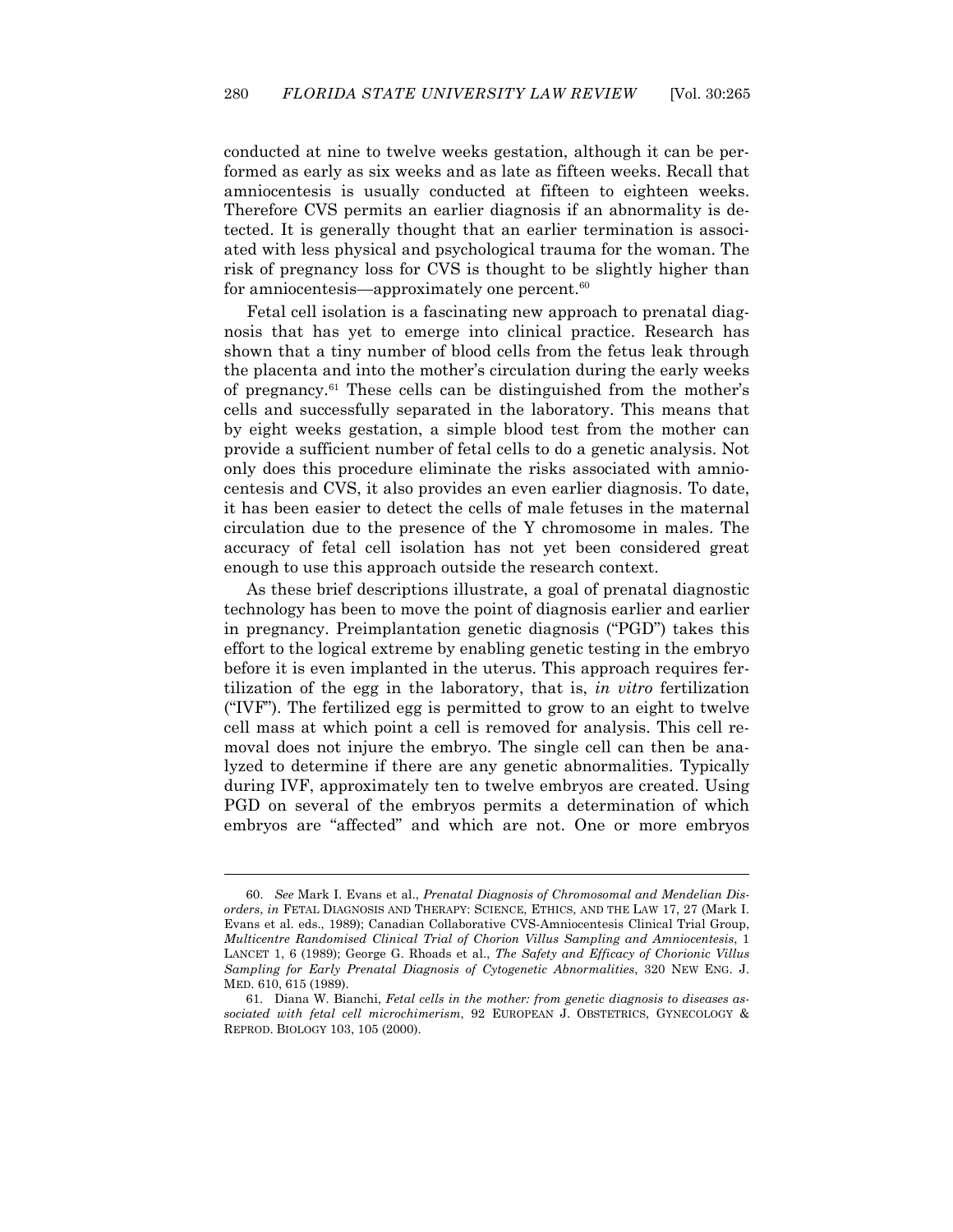conducted at nine to twelve weeks gestation, although it can be performed as early as six weeks and as late as fifteen weeks. Recall that amniocentesis is usually conducted at fifteen to eighteen weeks. Therefore CVS permits an earlier diagnosis if an abnormality is detected. It is generally thought that an earlier termination is associated with less physical and psychological trauma for the woman. The risk of pregnancy loss for CVS is thought to be slightly higher than for amniocentesis—approximately one percent.[60]

Fetal cell isolation is a fascinating new approach to prenatal diagnosis that has yet to emerge into clinical practice. Research has shown that a tiny number of blood cells from the fetus leak through the placenta and into the mother's circulation during the early weeks of pregnancy.[61] These cells can be distinguished from the mother's cells and successfully separated in the laboratory. This means that by eight weeks gestation, a simple blood test from the mother can provide a sufficient number of fetal cells to do a genetic analysis. Not only does this procedure eliminate the risks associated with amniocentesis and CVS, it also provides an even earlier diagnosis. To date, it has been easier to detect the cells of male fetuses in the maternal circulation due to the presence of the Y chromosome in males. The accuracy of fetal cell isolation has not yet been considered great enough to use this approach outside the research context.

As these brief descriptions illustrate, a goal of prenatal diagnostic technology has been to move the point of diagnosis earlier and earlier in pregnancy. Preimplantation genetic diagnosis ("PGD") takes this effort to the logical extreme by enabling genetic testing in the embryo before it is even implanted in the uterus. This approach requires fertilization of the egg in the laboratory, that is, *in vitro* fertilization ("IVF"). The fertilized egg is permitted to grow to an eight to twelve cell mass at which point a cell is removed for analysis. This cell removal does not injure the embryo. The single cell can then be analyzed to determine if there are any genetic abnormalities. Typically during IVF, approximately ten to twelve embryos are created. Using PGD on several of the embryos permits a determination of which embryos are "affected" and which are not. One or more embryos

---

60. *See* Mark I. Evans et al., *Prenatal Diagnosis of Chromosomal and Mendelian Disorders*, *in* FETAL DIAGNOSIS AND THERAPY: SCIENCE, ETHICS, AND THE LAW 17, 27 (Mark I. Evans et al. eds., 1989); Canadian Collaborative CVS-Amniocentesis Clinical Trial Group, *Multicentre Randomised Clinical Trial of Chorion Villus Sampling and Amniocentesis*, 1 LANCET 1, 6 (1989); George G. Rhoads et al., *The Safety and Efficacy of Chorionic Villus Sampling for Early Prenatal Diagnosis of Cytogenetic Abnormalities*, 320 NEW ENG. J. MED. 610, 615 (1989).

61. Diana W. Bianchi, *Fetal cells in the mother: from genetic diagnosis to diseases associated with fetal cell microchimerism*, 92 EUROPEAN J. OBSTETRICS, GYNECOLOGY & REPROD. BIOLOGY 103, 105 (2000).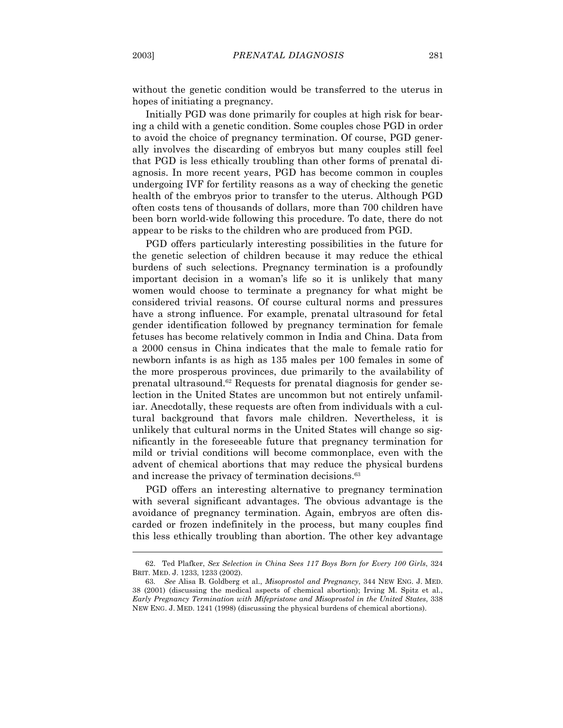without the genetic condition would be transferred to the uterus in hopes of initiating a pregnancy.

Initially PGD was done primarily for couples at high risk for bearing a child with a genetic condition. Some couples chose PGD in order to avoid the choice of pregnancy termination. Of course, PGD generally involves the discarding of embryos but many couples still feel that PGD is less ethically troubling than other forms of prenatal diagnosis. In more recent years, PGD has become common in couples undergoing IVF for fertility reasons as a way of checking the genetic health of the embryos prior to transfer to the uterus. Although PGD often costs tens of thousands of dollars, more than 700 children have been born world-wide following this procedure. To date, there do not appear to be risks to the children who are produced from PGD.

PGD offers particularly interesting possibilities in the future for the genetic selection of children because it may reduce the ethical burdens of such selections. Pregnancy termination is a profoundly important decision in a woman's life so it is unlikely that many women would choose to terminate a pregnancy for what might be considered trivial reasons. Of course cultural norms and pressures have a strong influence. For example, prenatal ultrasound for fetal gender identification followed by pregnancy termination for female fetuses has become relatively common in India and China. Data from a 2000 census in China indicates that the male to female ratio for newborn infants is as high as 135 males per 100 females in some of the more prosperous provinces, due primarily to the availability of prenatal ultrasound.[62] Requests for prenatal diagnosis for gender selection in the United States are uncommon but not entirely unfamiliar. Anecdotally, these requests are often from individuals with a cultural background that favors male children. Nevertheless, it is unlikely that cultural norms in the United States will change so significantly in the foreseeable future that pregnancy termination for mild or trivial conditions will become commonplace, even with the advent of chemical abortions that may reduce the physical burdens and increase the privacy of termination decisions.[63]

PGD offers an interesting alternative to pregnancy termination with several significant advantages. The obvious advantage is the avoidance of pregnancy termination. Again, embryos are often discarded or frozen indefinitely in the process, but many couples find this less ethically troubling than abortion. The other key advantage

---

62. Ted Plafker, *Sex Selection in China Sees 117 Boys Born for Every 100 Girls*, 324 BRIT. MED. J. 1233, 1233 (2002).

63. *See* Alisa B. Goldberg et al., *Misoprostol and Pregnancy*, 344 NEW ENG. J. MED. 38 (2001) (discussing the medical aspects of chemical abortion); Irving M. Spitz et al., *Early Pregnancy Termination with Mifepristone and Misoprostol in the United States*, 338 NEW ENG. J. MED. 1241 (1998) (discussing the physical burdens of chemical abortions).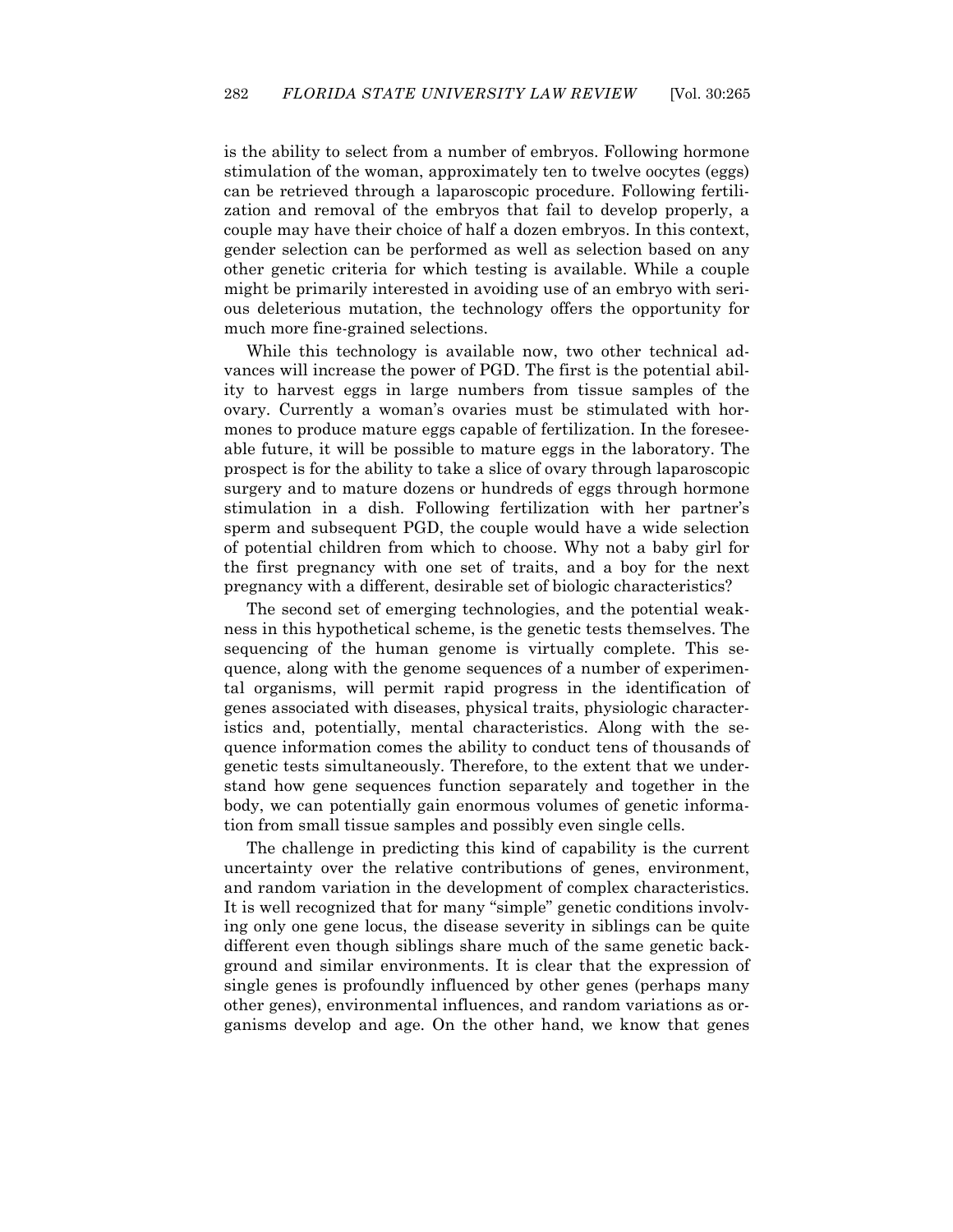is the ability to select from a number of embryos. Following hormone stimulation of the woman, approximately ten to twelve oocytes (eggs) can be retrieved through a laparoscopic procedure. Following fertilization and removal of the embryos that fail to develop properly, a couple may have their choice of half a dozen embryos. In this context, gender selection can be performed as well as selection based on any other genetic criteria for which testing is available. While a couple might be primarily interested in avoiding use of an embryo with serious deleterious mutation, the technology offers the opportunity for much more fine-grained selections.

While this technology is available now, two other technical advances will increase the power of PGD. The first is the potential ability to harvest eggs in large numbers from tissue samples of the ovary. Currently a woman's ovaries must be stimulated with hormones to produce mature eggs capable of fertilization. In the foreseeable future, it will be possible to mature eggs in the laboratory. The prospect is for the ability to take a slice of ovary through laparoscopic surgery and to mature dozens or hundreds of eggs through hormone stimulation in a dish. Following fertilization with her partner's sperm and subsequent PGD, the couple would have a wide selection of potential children from which to choose. Why not a baby girl for the first pregnancy with one set of traits, and a boy for the next pregnancy with a different, desirable set of biologic characteristics?

The second set of emerging technologies, and the potential weakness in this hypothetical scheme, is the genetic tests themselves. The sequencing of the human genome is virtually complete. This sequence, along with the genome sequences of a number of experimental organisms, will permit rapid progress in the identification of genes associated with diseases, physical traits, physiologic characteristics and, potentially, mental characteristics. Along with the sequence information comes the ability to conduct tens of thousands of genetic tests simultaneously. Therefore, to the extent that we understand how gene sequences function separately and together in the body, we can potentially gain enormous volumes of genetic information from small tissue samples and possibly even single cells.

The challenge in predicting this kind of capability is the current uncertainty over the relative contributions of genes, environment, and random variation in the development of complex characteristics. It is well recognized that for many "simple" genetic conditions involving only one gene locus, the disease severity in siblings can be quite different even though siblings share much of the same genetic background and similar environments. It is clear that the expression of single genes is profoundly influenced by other genes (perhaps many other genes), environmental influences, and random variations as organisms develop and age. On the other hand, we know that genes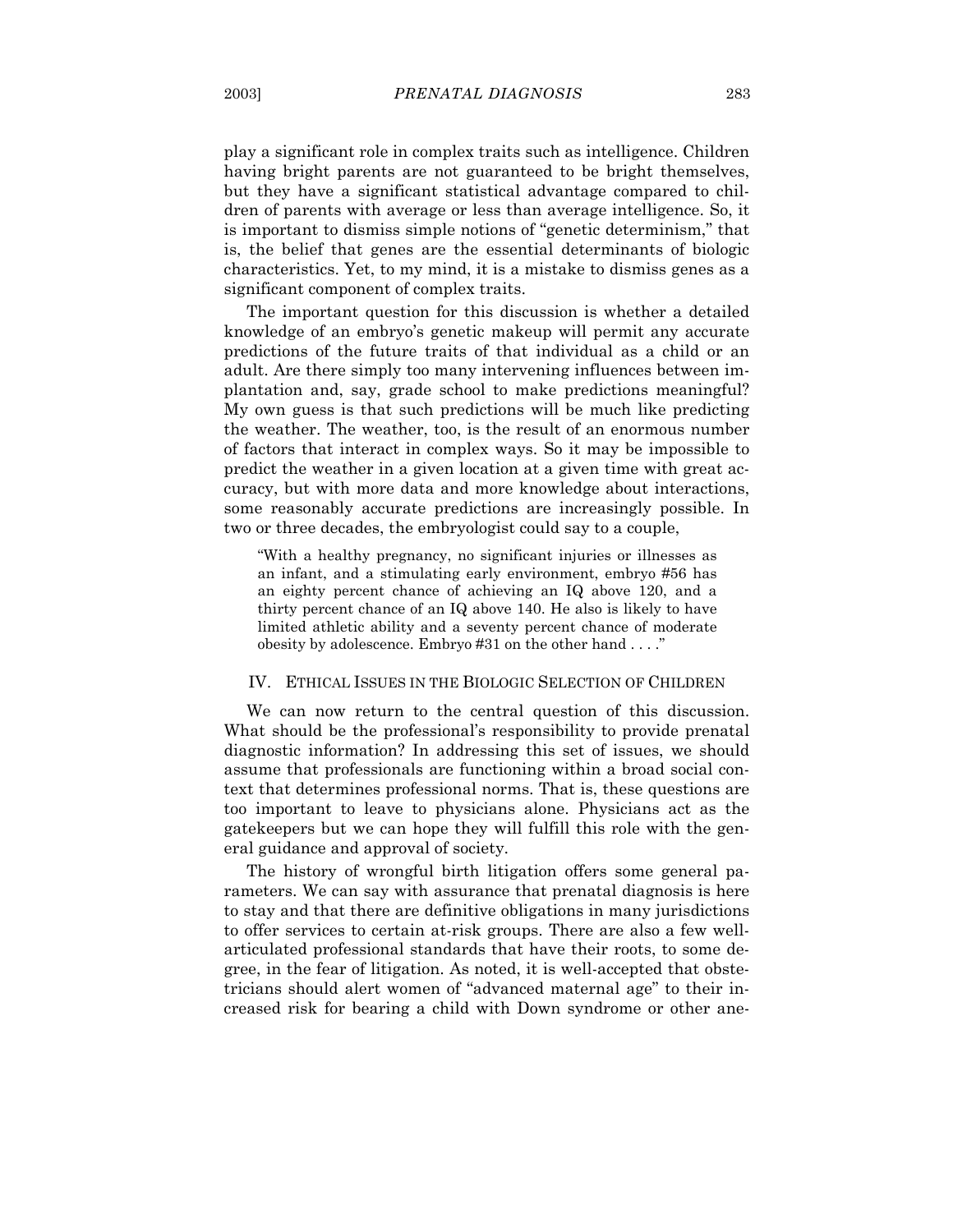play a significant role in complex traits such as intelligence. Children having bright parents are not guaranteed to be bright themselves, but they have a significant statistical advantage compared to children of parents with average or less than average intelligence. So, it is important to dismiss simple notions of "genetic determinism," that is, the belief that genes are the essential determinants of biologic characteristics. Yet, to my mind, it is a mistake to dismiss genes as a significant component of complex traits.

The important question for this discussion is whether a detailed knowledge of an embryo's genetic makeup will permit any accurate predictions of the future traits of that individual as a child or an adult. Are there simply too many intervening influences between implantation and, say, grade school to make predictions meaningful? My own guess is that such predictions will be much like predicting the weather. The weather, too, is the result of an enormous number of factors that interact in complex ways. So it may be impossible to predict the weather in a given location at a given time with great accuracy, but with more data and more knowledge about interactions, some reasonably accurate predictions are increasingly possible. In two or three decades, the embryologist could say to a couple,

> "With a healthy pregnancy, no significant injuries or illnesses as an infant, and a stimulating early environment, embryo #56 has an eighty percent chance of achieving an IQ above 120, and a thirty percent chance of an IQ above 140. He also is likely to have limited athletic ability and a seventy percent chance of moderate obesity by adolescence. Embryo #31 on the other hand . . . ."

## IV. ETHICAL ISSUES IN THE BIOLOGIC SELECTION OF CHILDREN

We can now return to the central question of this discussion. What should be the professional's responsibility to provide prenatal diagnostic information? In addressing this set of issues, we should assume that professionals are functioning within a broad social context that determines professional norms. That is, these questions are too important to leave to physicians alone. Physicians act as the gatekeepers but we can hope they will fulfill this role with the general guidance and approval of society.

The history of wrongful birth litigation offers some general parameters. We can say with assurance that prenatal diagnosis is here to stay and that there are definitive obligations in many jurisdictions to offer services to certain at-risk groups. There are also a few well-articulated professional standards that have their roots, to some degree, in the fear of litigation. As noted, it is well-accepted that obstetricians should alert women of "advanced maternal age" to their increased risk for bearing a child with Down syndrome or other ane-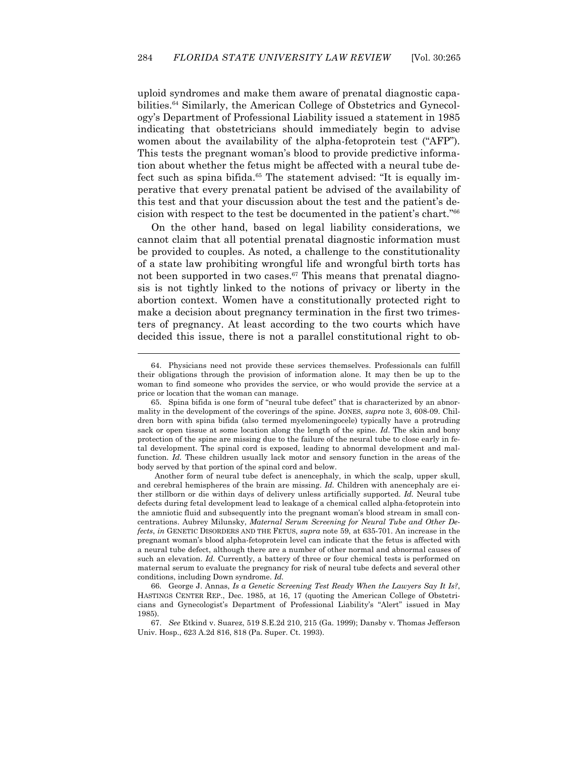uploid syndromes and make them aware of prenatal diagnostic capabilities.[64] Similarly, the American College of Obstetrics and Gynecology's Department of Professional Liability issued a statement in 1985 indicating that obstetricians should immediately begin to advise women about the availability of the alpha-fetoprotein test ("AFP"). This tests the pregnant woman's blood to provide predictive information about whether the fetus might be affected with a neural tube defect such as spina bifida.[65] The statement advised: "It is equally imperative that every prenatal patient be advised of the availability of this test and that your discussion about the test and the patient's decision with respect to the test be documented in the patient's chart."[66]

On the other hand, based on legal liability considerations, we cannot claim that all potential prenatal diagnostic information must be provided to couples. As noted, a challenge to the constitutionality of a state law prohibiting wrongful life and wrongful birth torts has not been supported in two cases.[67] This means that prenatal diagnosis is not tightly linked to the notions of privacy or liberty in the abortion context. Women have a constitutionally protected right to make a decision about pregnancy termination in the first two trimesters of pregnancy. At least according to the two courts which have decided this issue, there is not a parallel constitutional right to ob-

---

64. Physicians need not provide these services themselves. Professionals can fulfill their obligations through the provision of information alone. It may then be up to the woman to find someone who provides the service, or who would provide the service at a price or location that the woman can manage.

65. Spina bifida is one form of "neural tube defect" that is characterized by an abnormality in the development of the coverings of the spine. JONES, *supra* note 3, 608-09. Children born with spina bifida (also termed myelomeningocele) typically have a protruding sack or open tissue at some location along the length of the spine. *Id*. The skin and bony protection of the spine are missing due to the failure of the neural tube to close early in fetal development. The spinal cord is exposed, leading to abnormal development and malfunction. *Id.* These children usually lack motor and sensory function in the areas of the body served by that portion of the spinal cord and below.

Another form of neural tube defect is anencephaly, in which the scalp, upper skull, and cerebral hemispheres of the brain are missing. *Id.* Children with anencephaly are either stillborn or die within days of delivery unless artificially supported. *Id.* Neural tube defects during fetal development lead to leakage of a chemical called alpha-fetoprotein into the amniotic fluid and subsequently into the pregnant woman's blood stream in small concentrations. Aubrey Milunsky, *Maternal Serum Screening for Neural Tube and Other Defects*, *in* GENETIC DISORDERS AND THE FETUS, *supra* note 59, at 635-701. An increase in the pregnant woman's blood alpha-fetoprotein level can indicate that the fetus is affected with a neural tube defect, although there are a number of other normal and abnormal causes of such an elevation. *Id.* Currently, a battery of three or four chemical tests is performed on maternal serum to evaluate the pregnancy for risk of neural tube defects and several other conditions, including Down syndrome. *Id.*

66. George J. Annas, *Is a Genetic Screening Test Ready When the Lawyers Say It Is?*, HASTINGS CENTER REP., Dec. 1985, at 16, 17 (quoting the American College of Obstetricians and Gynecologist's Department of Professional Liability's "Alert" issued in May 1985).

67. *See* Etkind v. Suarez, 519 S.E.2d 210, 215 (Ga. 1999); Dansby v. Thomas Jefferson Univ. Hosp., 623 A.2d 816, 818 (Pa. Super. Ct. 1993).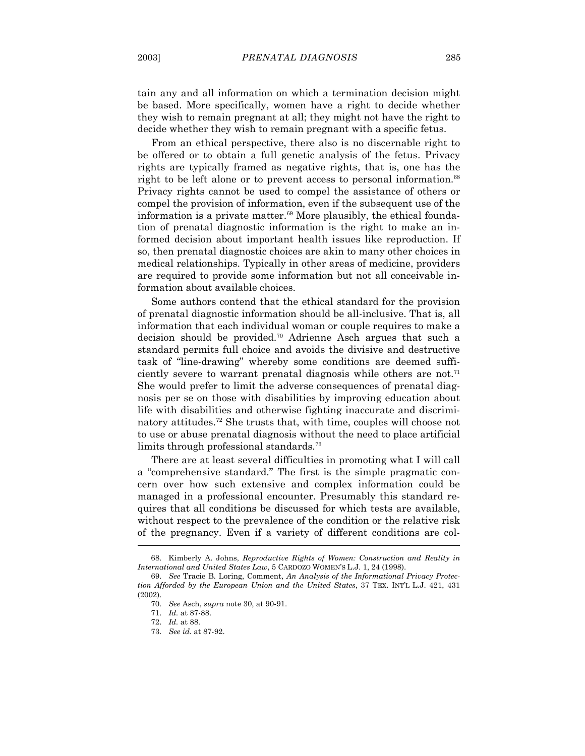tain any and all information on which a termination decision might be based. More specifically, women have a right to decide whether they wish to remain pregnant at all; they might not have the right to decide whether they wish to remain pregnant with a specific fetus.

From an ethical perspective, there also is no discernable right to be offered or to obtain a full genetic analysis of the fetus. Privacy rights are typically framed as negative rights, that is, one has the right to be left alone or to prevent access to personal information.[68] Privacy rights cannot be used to compel the assistance of others or compel the provision of information, even if the subsequent use of the information is a private matter.[69] More plausibly, the ethical foundation of prenatal diagnostic information is the right to make an informed decision about important health issues like reproduction. If so, then prenatal diagnostic choices are akin to many other choices in medical relationships. Typically in other areas of medicine, providers are required to provide some information but not all conceivable information about available choices.

Some authors contend that the ethical standard for the provision of prenatal diagnostic information should be all-inclusive. That is, all information that each individual woman or couple requires to make a decision should be provided.[70] Adrienne Asch argues that such a standard permits full choice and avoids the divisive and destructive task of "line-drawing" whereby some conditions are deemed sufficiently severe to warrant prenatal diagnosis while others are not.[71] She would prefer to limit the adverse consequences of prenatal diagnosis per se on those with disabilities by improving education about life with disabilities and otherwise fighting inaccurate and discriminatory attitudes.[72] She trusts that, with time, couples will choose not to use or abuse prenatal diagnosis without the need to place artificial limits through professional standards.[73]

There are at least several difficulties in promoting what I will call a "comprehensive standard." The first is the simple pragmatic concern over how such extensive and complex information could be managed in a professional encounter. Presumably this standard requires that all conditions be discussed for which tests are available, without respect to the prevalence of the condition or the relative risk of the pregnancy. Even if a variety of different conditions are col-

---

68. Kimberly A. Johns, *Reproductive Rights of Women: Construction and Reality in International and United States Law*, 5 CARDOZO WOMEN'S L.J. 1, 24 (1998).

69. *See* Tracie B. Loring, Comment, *An Analysis of the Informational Privacy Protection Afforded by the European Union and the United States*, 37 TEX. INT'L L.J. 421, 431 (2002).

70. *See* Asch, *supra* note 30, at 90-91.

71. *Id.* at 87-88.

72. *Id.* at 88.

73. *See id.* at 87-92.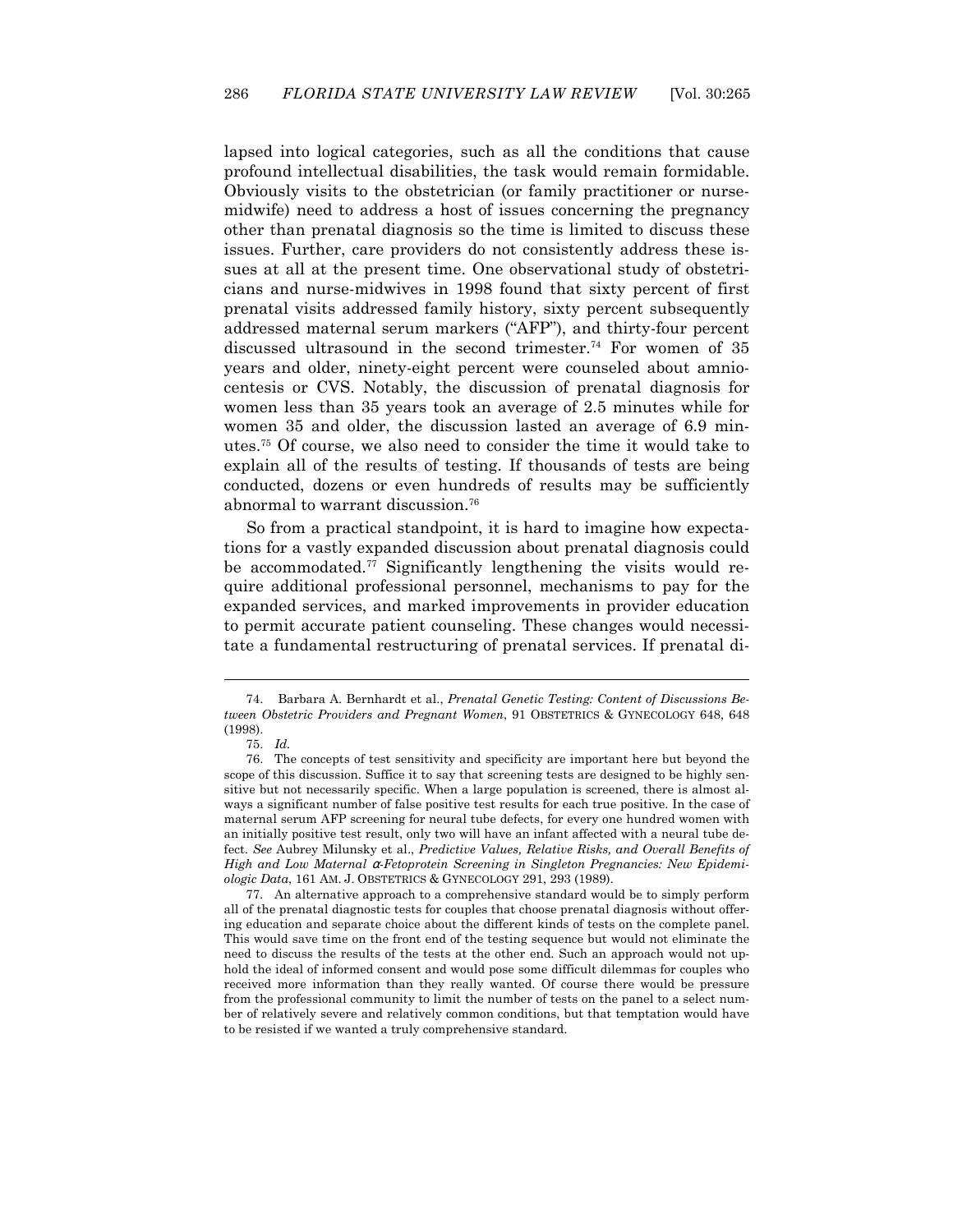lapsed into logical categories, such as all the conditions that cause profound intellectual disabilities, the task would remain formidable. Obviously visits to the obstetrician (or family practitioner or nurse-midwife) need to address a host of issues concerning the pregnancy other than prenatal diagnosis so the time is limited to discuss these issues. Further, care providers do not consistently address these issues at all at the present time. One observational study of obstetricians and nurse-midwives in 1998 found that sixty percent of first prenatal visits addressed family history, sixty percent subsequently addressed maternal serum markers ("AFP"), and thirty-four percent discussed ultrasound in the second trimester.[74] For women of 35 years and older, ninety-eight percent were counseled about amniocentesis or CVS. Notably, the discussion of prenatal diagnosis for women less than 35 years took an average of 2.5 minutes while for women 35 and older, the discussion lasted an average of 6.9 minutes.[75] Of course, we also need to consider the time it would take to explain all of the results of testing. If thousands of tests are being conducted, dozens or even hundreds of results may be sufficiently abnormal to warrant discussion.[76]

So from a practical standpoint, it is hard to imagine how expectations for a vastly expanded discussion about prenatal diagnosis could be accommodated.[77] Significantly lengthening the visits would require additional professional personnel, mechanisms to pay for the expanded services, and marked improvements in provider education to permit accurate patient counseling. These changes would necessitate a fundamental restructuring of prenatal services. If prenatal di-

---

74. Barbara A. Bernhardt et al., *Prenatal Genetic Testing: Content of Discussions Between Obstetric Providers and Pregnant Women*, 91 OBSTETRICS & GYNECOLOGY 648, 648 (1998).

75. *Id.*

76. The concepts of test sensitivity and specificity are important here but beyond the scope of this discussion. Suffice it to say that screening tests are designed to be highly sensitive but not necessarily specific. When a large population is screened, there is almost always a significant number of false positive test results for each true positive. In the case of maternal serum AFP screening for neural tube defects, for every one hundred women with an initially positive test result, only two will have an infant affected with a neural tube defect. *See* Aubrey Milunsky et al., *Predictive Values, Relative Risks, and Overall Benefits of High and Low Maternal α-Fetoprotein Screening in Singleton Pregnancies: New Epidemiologic Data*, 161 AM. J. OBSTETRICS & GYNECOLOGY 291, 293 (1989).

77. An alternative approach to a comprehensive standard would be to simply perform all of the prenatal diagnostic tests for couples that choose prenatal diagnosis without offering education and separate choice about the different kinds of tests on the complete panel. This would save time on the front end of the testing sequence but would not eliminate the need to discuss the results of the tests at the other end. Such an approach would not uphold the ideal of informed consent and would pose some difficult dilemmas for couples who received more information than they really wanted. Of course there would be pressure from the professional community to limit the number of tests on the panel to a select number of relatively severe and relatively common conditions, but that temptation would have to be resisted if we wanted a truly comprehensive standard.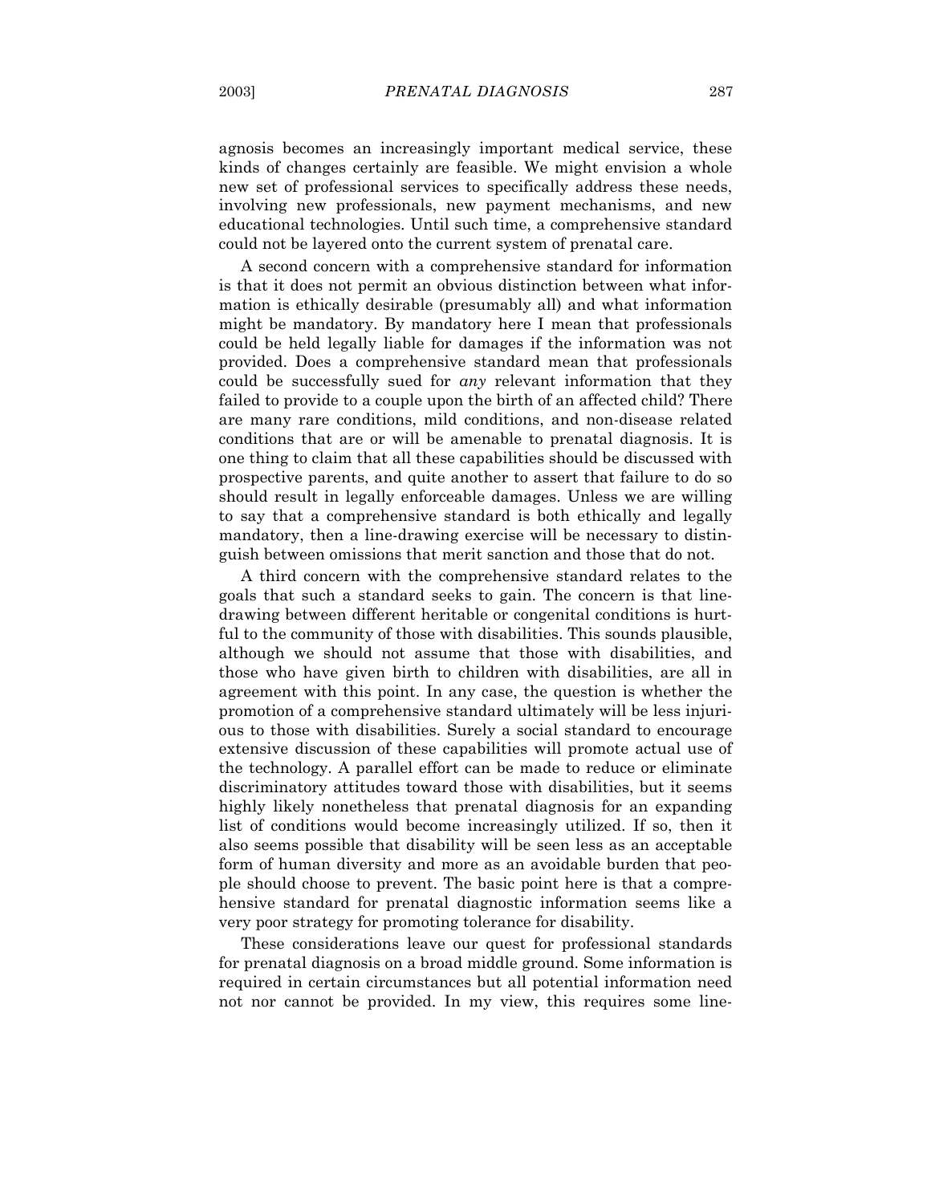agnosis becomes an increasingly important medical service, these kinds of changes certainly are feasible. We might envision a whole new set of professional services to specifically address these needs, involving new professionals, new payment mechanisms, and new educational technologies. Until such time, a comprehensive standard could not be layered onto the current system of prenatal care.

A second concern with a comprehensive standard for information is that it does not permit an obvious distinction between what information is ethically desirable (presumably all) and what information might be mandatory. By mandatory here I mean that professionals could be held legally liable for damages if the information was not provided. Does a comprehensive standard mean that professionals could be successfully sued for *any* relevant information that they failed to provide to a couple upon the birth of an affected child? There are many rare conditions, mild conditions, and non-disease related conditions that are or will be amenable to prenatal diagnosis. It is one thing to claim that all these capabilities should be discussed with prospective parents, and quite another to assert that failure to do so should result in legally enforceable damages. Unless we are willing to say that a comprehensive standard is both ethically and legally mandatory, then a line-drawing exercise will be necessary to distinguish between omissions that merit sanction and those that do not.

A third concern with the comprehensive standard relates to the goals that such a standard seeks to gain. The concern is that line-drawing between different heritable or congenital conditions is hurtful to the community of those with disabilities. This sounds plausible, although we should not assume that those with disabilities, and those who have given birth to children with disabilities, are all in agreement with this point. In any case, the question is whether the promotion of a comprehensive standard ultimately will be less injurious to those with disabilities. Surely a social standard to encourage extensive discussion of these capabilities will promote actual use of the technology. A parallel effort can be made to reduce or eliminate discriminatory attitudes toward those with disabilities, but it seems highly likely nonetheless that prenatal diagnosis for an expanding list of conditions would become increasingly utilized. If so, then it also seems possible that disability will be seen less as an acceptable form of human diversity and more as an avoidable burden that people should choose to prevent. The basic point here is that a comprehensive standard for prenatal diagnostic information seems like a very poor strategy for promoting tolerance for disability.

These considerations leave our quest for professional standards for prenatal diagnosis on a broad middle ground. Some information is required in certain circumstances but all potential information need not nor cannot be provided. In my view, this requires some line-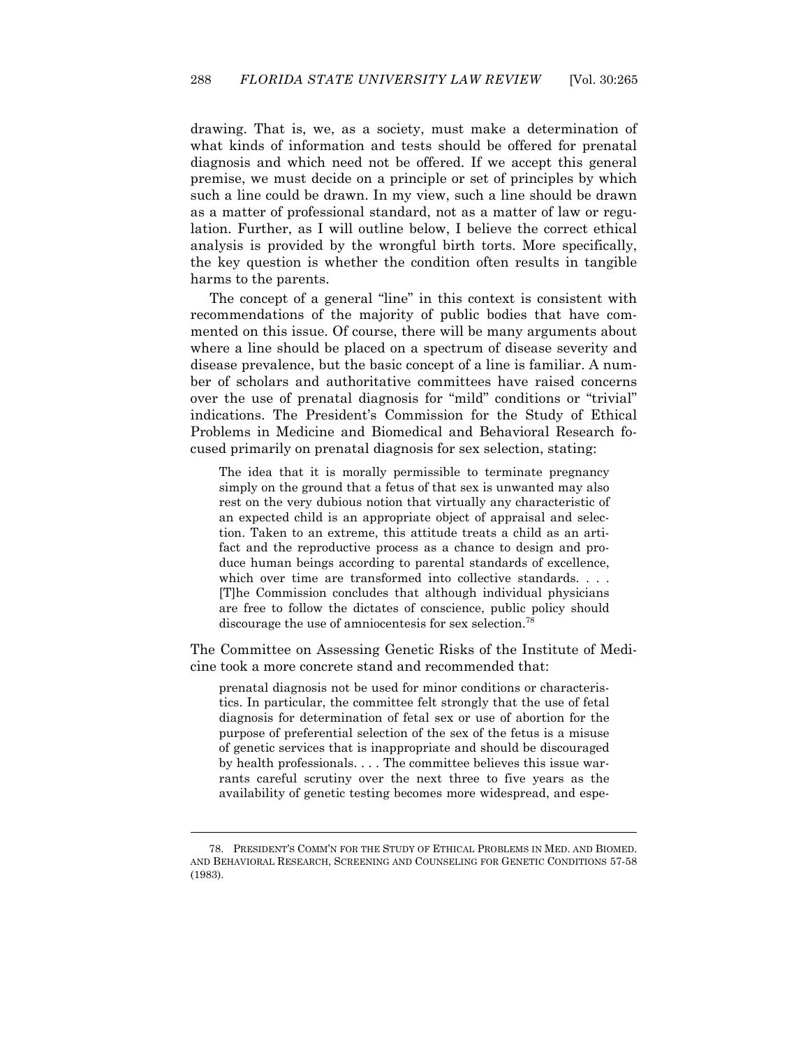drawing. That is, we, as a society, must make a determination of what kinds of information and tests should be offered for prenatal diagnosis and which need not be offered. If we accept this general premise, we must decide on a principle or set of principles by which such a line could be drawn. In my view, such a line should be drawn as a matter of professional standard, not as a matter of law or regulation. Further, as I will outline below, I believe the correct ethical analysis is provided by the wrongful birth torts. More specifically, the key question is whether the condition often results in tangible harms to the parents.

The concept of a general "line" in this context is consistent with recommendations of the majority of public bodies that have commented on this issue. Of course, there will be many arguments about where a line should be placed on a spectrum of disease severity and disease prevalence, but the basic concept of a line is familiar. A number of scholars and authoritative committees have raised concerns over the use of prenatal diagnosis for "mild" conditions or "trivial" indications. The President's Commission for the Study of Ethical Problems in Medicine and Biomedical and Behavioral Research focused primarily on prenatal diagnosis for sex selection, stating:

> The idea that it is morally permissible to terminate pregnancy simply on the ground that a fetus of that sex is unwanted may also rest on the very dubious notion that virtually any characteristic of an expected child is an appropriate object of appraisal and selection. Taken to an extreme, this attitude treats a child as an artifact and the reproductive process as a chance to design and produce human beings according to parental standards of excellence, which over time are transformed into collective standards. . . . [T]he Commission concludes that although individual physicians are free to follow the dictates of conscience, public policy should discourage the use of amniocentesis for sex selection.[78]

The Committee on Assessing Genetic Risks of the Institute of Medicine took a more concrete stand and recommended that:

> prenatal diagnosis not be used for minor conditions or characteristics. In particular, the committee felt strongly that the use of fetal diagnosis for determination of fetal sex or use of abortion for the purpose of preferential selection of the sex of the fetus is a misuse of genetic services that is inappropriate and should be discouraged by health professionals. . . . The committee believes this issue warrants careful scrutiny over the next three to five years as the availability of genetic testing becomes more widespread, and espe-

---

78. PRESIDENT'S COMM'N FOR THE STUDY OF ETHICAL PROBLEMS IN MED. AND BIOMED. AND BEHAVIORAL RESEARCH, SCREENING AND COUNSELING FOR GENETIC CONDITIONS 57-58 (1983).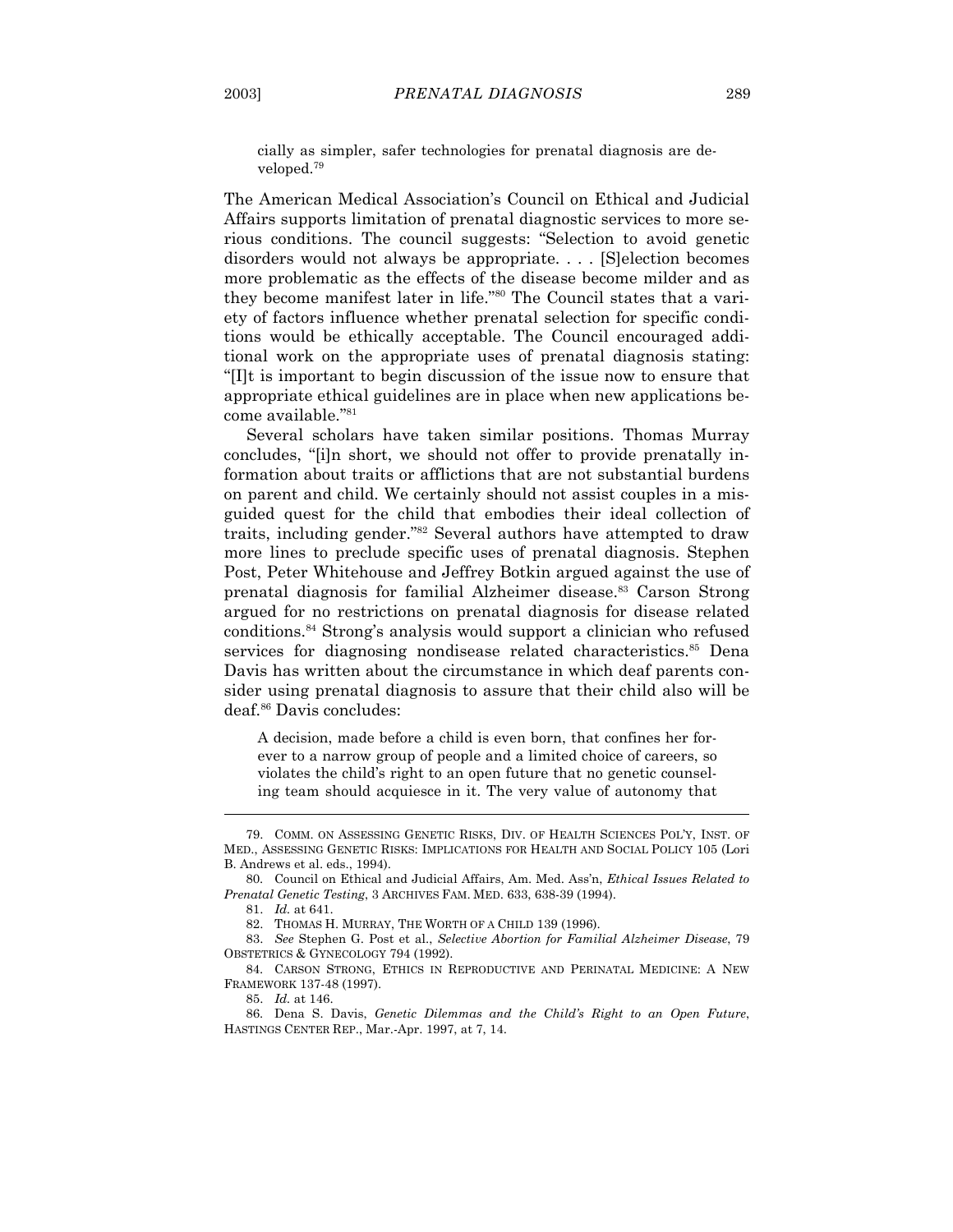cially as simpler, safer technologies for prenatal diagnosis are developed.[79]

The American Medical Association's Council on Ethical and Judicial Affairs supports limitation of prenatal diagnostic services to more serious conditions. The council suggests: "Selection to avoid genetic disorders would not always be appropriate. . . . [S]election becomes more problematic as the effects of the disease become milder and as they become manifest later in life."[80] The Council states that a variety of factors influence whether prenatal selection for specific conditions would be ethically acceptable. The Council encouraged additional work on the appropriate uses of prenatal diagnosis stating: "[I]t is important to begin discussion of the issue now to ensure that appropriate ethical guidelines are in place when new applications become available."[81]

Several scholars have taken similar positions. Thomas Murray concludes, "[i]n short, we should not offer to provide prenatally information about traits or afflictions that are not substantial burdens on parent and child. We certainly should not assist couples in a misguided quest for the child that embodies their ideal collection of traits, including gender."[82] Several authors have attempted to draw more lines to preclude specific uses of prenatal diagnosis. Stephen Post, Peter Whitehouse and Jeffrey Botkin argued against the use of prenatal diagnosis for familial Alzheimer disease.[83] Carson Strong argued for no restrictions on prenatal diagnosis for disease related conditions.[84] Strong's analysis would support a clinician who refused services for diagnosing nondisease related characteristics.[85] Dena Davis has written about the circumstance in which deaf parents consider using prenatal diagnosis to assure that their child also will be deaf.[86] Davis concludes:

> A decision, made before a child is even born, that confines her forever to a narrow group of people and a limited choice of careers, so violates the child's right to an open future that no genetic counseling team should acquiesce in it. The very value of autonomy that

---

79. COMM. ON ASSESSING GENETIC RISKS, DIV. OF HEALTH SCIENCES POL'Y, INST. OF MED., ASSESSING GENETIC RISKS: IMPLICATIONS FOR HEALTH AND SOCIAL POLICY 105 (Lori B. Andrews et al. eds., 1994).

80. Council on Ethical and Judicial Affairs, Am. Med. Ass'n, *Ethical Issues Related to Prenatal Genetic Testing*, 3 ARCHIVES FAM. MED. 633, 638-39 (1994).

81. *Id.* at 641.

82. THOMAS H. MURRAY, THE WORTH OF A CHILD 139 (1996).

83. *See* Stephen G. Post et al., *Selective Abortion for Familial Alzheimer Disease*, 79 OBSTETRICS & GYNECOLOGY 794 (1992).

84. CARSON STRONG, ETHICS IN REPRODUCTIVE AND PERINATAL MEDICINE: A NEW FRAMEWORK 137-48 (1997).

85. *Id.* at 146.

86. Dena S. Davis, *Genetic Dilemmas and the Child's Right to an Open Future*, HASTINGS CENTER REP., Mar.-Apr. 1997, at 7, 14.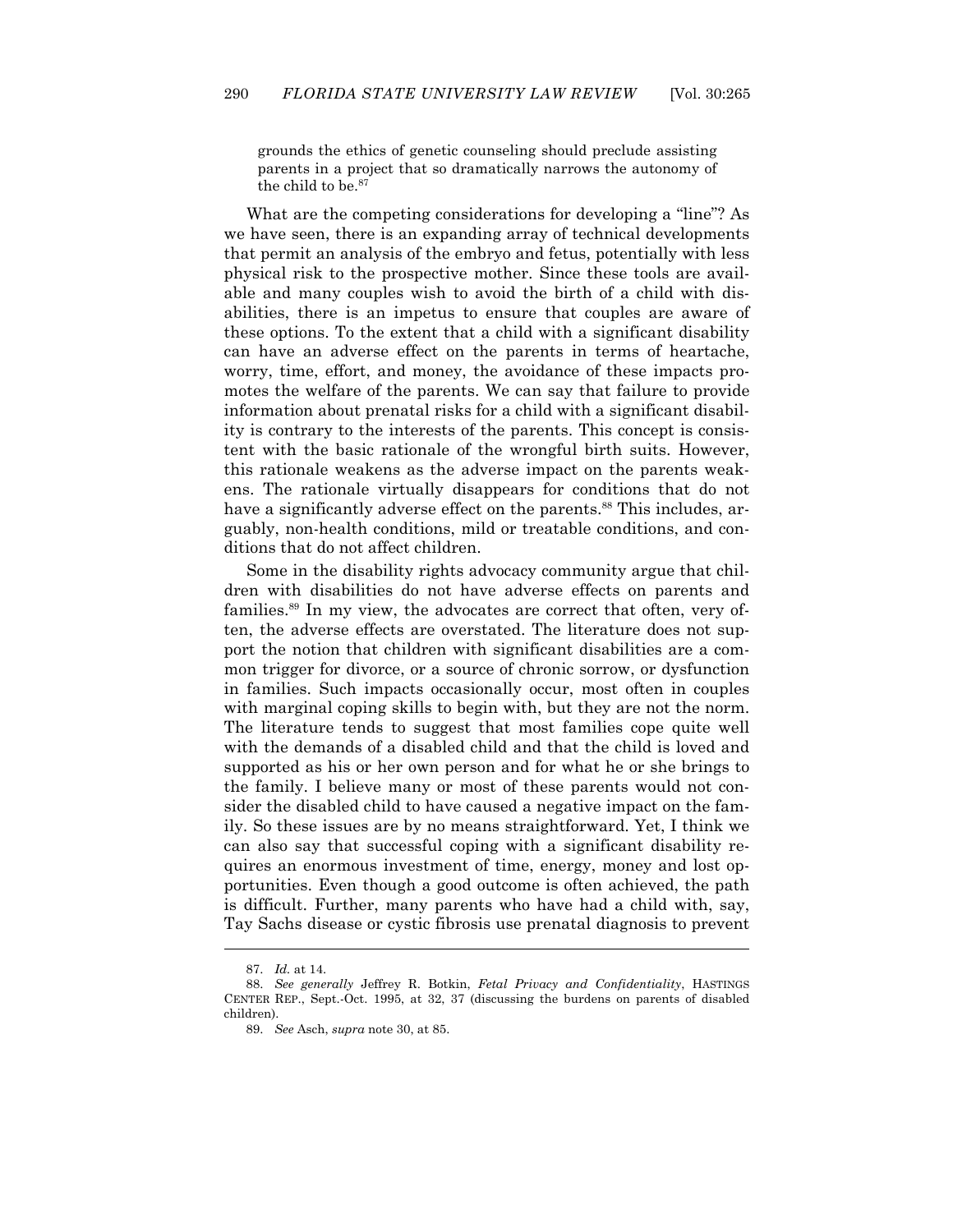> grounds the ethics of genetic counseling should preclude assisting parents in a project that so dramatically narrows the autonomy of the child to be.[87]

What are the competing considerations for developing a "line"? As we have seen, there is an expanding array of technical developments that permit an analysis of the embryo and fetus, potentially with less physical risk to the prospective mother. Since these tools are available and many couples wish to avoid the birth of a child with disabilities, there is an impetus to ensure that couples are aware of these options. To the extent that a child with a significant disability can have an adverse effect on the parents in terms of heartache, worry, time, effort, and money, the avoidance of these impacts promotes the welfare of the parents. We can say that failure to provide information about prenatal risks for a child with a significant disability is contrary to the interests of the parents. This concept is consistent with the basic rationale of the wrongful birth suits. However, this rationale weakens as the adverse impact on the parents weakens. The rationale virtually disappears for conditions that do not have a significantly adverse effect on the parents.[88] This includes, arguably, non-health conditions, mild or treatable conditions, and conditions that do not affect children.

Some in the disability rights advocacy community argue that children with disabilities do not have adverse effects on parents and families.[89] In my view, the advocates are correct that often, very often, the adverse effects are overstated. The literature does not support the notion that children with significant disabilities are a common trigger for divorce, or a source of chronic sorrow, or dysfunction in families. Such impacts occasionally occur, most often in couples with marginal coping skills to begin with, but they are not the norm. The literature tends to suggest that most families cope quite well with the demands of a disabled child and that the child is loved and supported as his or her own person and for what he or she brings to the family. I believe many or most of these parents would not consider the disabled child to have caused a negative impact on the family. So these issues are by no means straightforward. Yet, I think we can also say that successful coping with a significant disability requires an enormous investment of time, energy, money and lost opportunities. Even though a good outcome is often achieved, the path is difficult. Further, many parents who have had a child with, say, Tay Sachs disease or cystic fibrosis use prenatal diagnosis to prevent

---

87. *Id.* at 14.

88. *See generally* Jeffrey R. Botkin, *Fetal Privacy and Confidentiality*, HASTINGS CENTER REP., Sept.-Oct. 1995, at 32, 37 (discussing the burdens on parents of disabled children).

89. *See* Asch, *supra* note 30, at 85.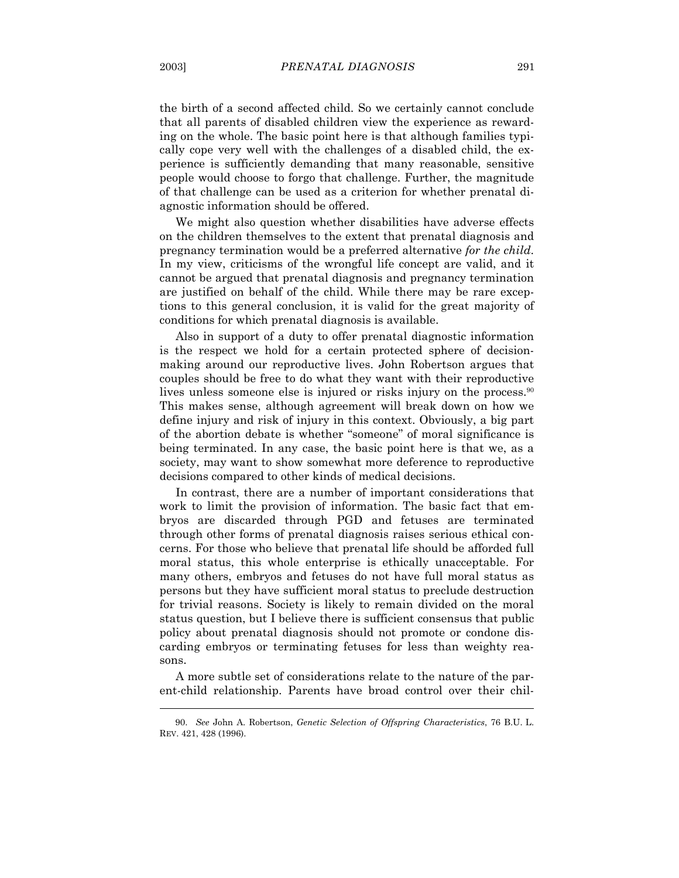the birth of a second affected child. So we certainly cannot conclude that all parents of disabled children view the experience as rewarding on the whole. The basic point here is that although families typically cope very well with the challenges of a disabled child, the experience is sufficiently demanding that many reasonable, sensitive people would choose to forgo that challenge. Further, the magnitude of that challenge can be used as a criterion for whether prenatal diagnostic information should be offered.

We might also question whether disabilities have adverse effects on the children themselves to the extent that prenatal diagnosis and pregnancy termination would be a preferred alternative *for the child*. In my view, criticisms of the wrongful life concept are valid, and it cannot be argued that prenatal diagnosis and pregnancy termination are justified on behalf of the child. While there may be rare exceptions to this general conclusion, it is valid for the great majority of conditions for which prenatal diagnosis is available.

Also in support of a duty to offer prenatal diagnostic information is the respect we hold for a certain protected sphere of decision-making around our reproductive lives. John Robertson argues that couples should be free to do what they want with their reproductive lives unless someone else is injured or risks injury on the process.[90] This makes sense, although agreement will break down on how we define injury and risk of injury in this context. Obviously, a big part of the abortion debate is whether "someone" of moral significance is being terminated. In any case, the basic point here is that we, as a society, may want to show somewhat more deference to reproductive decisions compared to other kinds of medical decisions.

In contrast, there are a number of important considerations that work to limit the provision of information. The basic fact that embryos are discarded through PGD and fetuses are terminated through other forms of prenatal diagnosis raises serious ethical concerns. For those who believe that prenatal life should be afforded full moral status, this whole enterprise is ethically unacceptable. For many others, embryos and fetuses do not have full moral status as persons but they have sufficient moral status to preclude destruction for trivial reasons. Society is likely to remain divided on the moral status question, but I believe there is sufficient consensus that public policy about prenatal diagnosis should not promote or condone discarding embryos or terminating fetuses for less than weighty reasons.

A more subtle set of considerations relate to the nature of the parent-child relationship. Parents have broad control over their chil-

---

90. *See* John A. Robertson, *Genetic Selection of Offspring Characteristics*, 76 B.U. L. REV. 421, 428 (1996).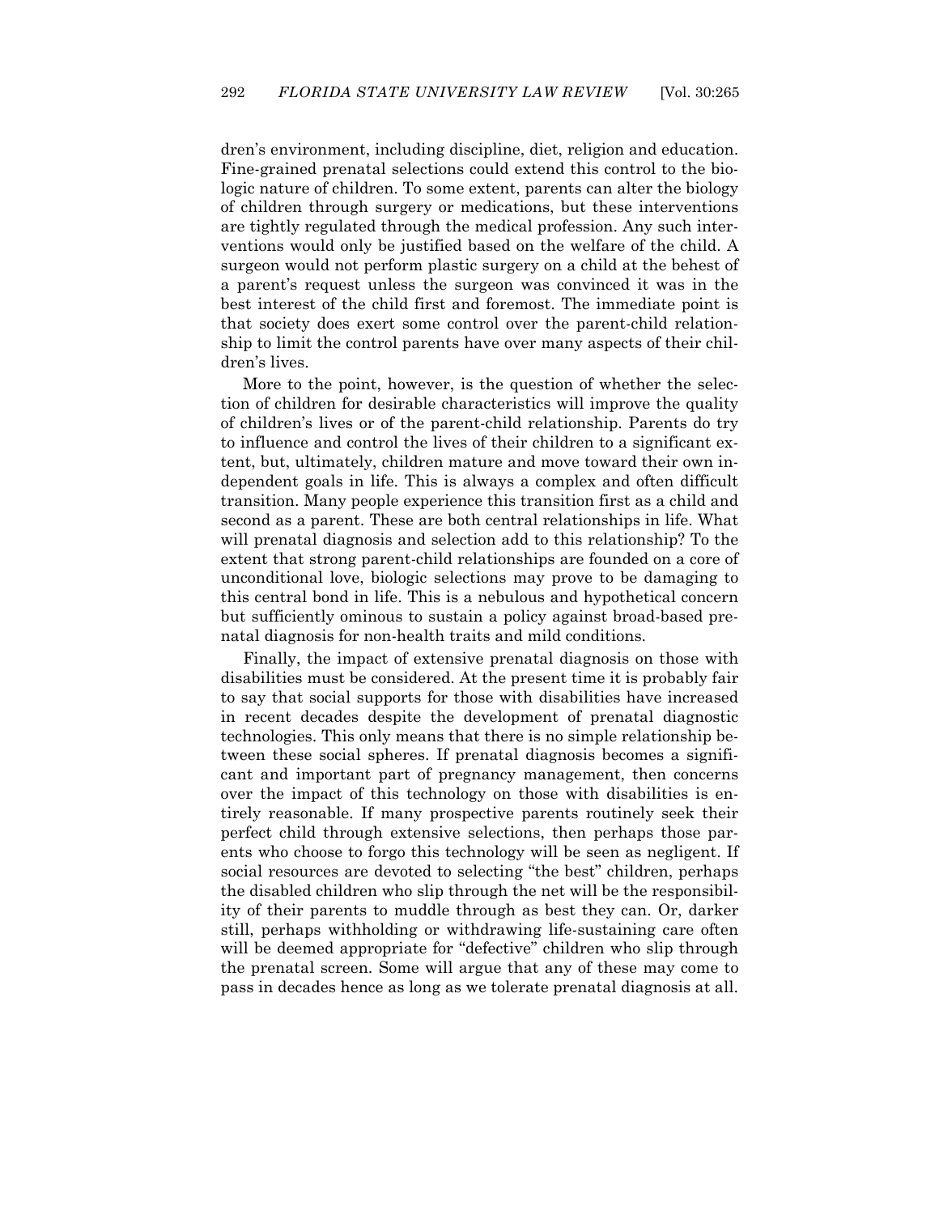dren's environment, including discipline, diet, religion and education. Fine-grained prenatal selections could extend this control to the biologic nature of children. To some extent, parents can alter the biology of children through surgery or medications, but these interventions are tightly regulated through the medical profession. Any such interventions would only be justified based on the welfare of the child. A surgeon would not perform plastic surgery on a child at the behest of a parent's request unless the surgeon was convinced it was in the best interest of the child first and foremost. The immediate point is that society does exert some control over the parent-child relationship to limit the control parents have over many aspects of their children's lives.

More to the point, however, is the question of whether the selection of children for desirable characteristics will improve the quality of children's lives or of the parent-child relationship. Parents do try to influence and control the lives of their children to a significant extent, but, ultimately, children mature and move toward their own independent goals in life. This is always a complex and often difficult transition. Many people experience this transition first as a child and second as a parent. These are both central relationships in life. What will prenatal diagnosis and selection add to this relationship? To the extent that strong parent-child relationships are founded on a core of unconditional love, biologic selections may prove to be damaging to this central bond in life. This is a nebulous and hypothetical concern but sufficiently ominous to sustain a policy against broad-based prenatal diagnosis for non-health traits and mild conditions.

Finally, the impact of extensive prenatal diagnosis on those with disabilities must be considered. At the present time it is probably fair to say that social supports for those with disabilities have increased in recent decades despite the development of prenatal diagnostic technologies. This only means that there is no simple relationship between these social spheres. If prenatal diagnosis becomes a significant and important part of pregnancy management, then concerns over the impact of this technology on those with disabilities is entirely reasonable. If many prospective parents routinely seek their perfect child through extensive selections, then perhaps those parents who choose to forgo this technology will be seen as negligent. If social resources are devoted to selecting "the best" children, perhaps the disabled children who slip through the net will be the responsibility of their parents to muddle through as best they can. Or, darker still, perhaps withholding or withdrawing life-sustaining care often will be deemed appropriate for "defective" children who slip through the prenatal screen. Some will argue that any of these may come to pass in decades hence as long as we tolerate prenatal diagnosis at all.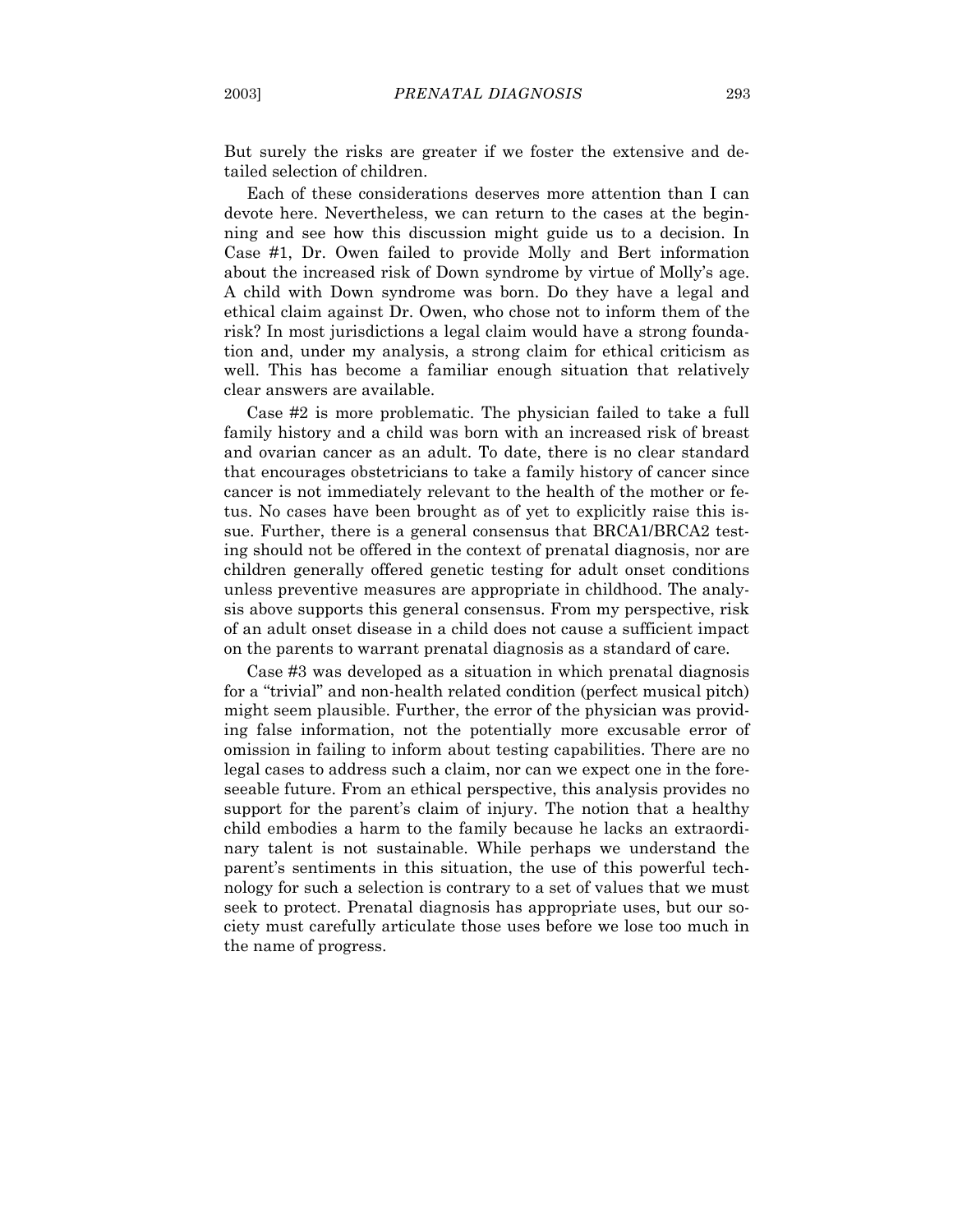But surely the risks are greater if we foster the extensive and detailed selection of children.

Each of these considerations deserves more attention than I can devote here. Nevertheless, we can return to the cases at the beginning and see how this discussion might guide us to a decision. In Case #1, Dr. Owen failed to provide Molly and Bert information about the increased risk of Down syndrome by virtue of Molly's age. A child with Down syndrome was born. Do they have a legal and ethical claim against Dr. Owen, who chose not to inform them of the risk? In most jurisdictions a legal claim would have a strong foundation and, under my analysis, a strong claim for ethical criticism as well. This has become a familiar enough situation that relatively clear answers are available.

Case #2 is more problematic. The physician failed to take a full family history and a child was born with an increased risk of breast and ovarian cancer as an adult. To date, there is no clear standard that encourages obstetricians to take a family history of cancer since cancer is not immediately relevant to the health of the mother or fetus. No cases have been brought as of yet to explicitly raise this issue. Further, there is a general consensus that BRCA1/BRCA2 testing should not be offered in the context of prenatal diagnosis, nor are children generally offered genetic testing for adult onset conditions unless preventive measures are appropriate in childhood. The analysis above supports this general consensus. From my perspective, risk of an adult onset disease in a child does not cause a sufficient impact on the parents to warrant prenatal diagnosis as a standard of care.

Case #3 was developed as a situation in which prenatal diagnosis for a "trivial" and non-health related condition (perfect musical pitch) might seem plausible. Further, the error of the physician was providing false information, not the potentially more excusable error of omission in failing to inform about testing capabilities. There are no legal cases to address such a claim, nor can we expect one in the foreseeable future. From an ethical perspective, this analysis provides no support for the parent's claim of injury. The notion that a healthy child embodies a harm to the family because he lacks an extraordinary talent is not sustainable. While perhaps we understand the parent's sentiments in this situation, the use of this powerful technology for such a selection is contrary to a set of values that we must seek to protect. Prenatal diagnosis has appropriate uses, but our society must carefully articulate those uses before we lose too much in the name of progress.